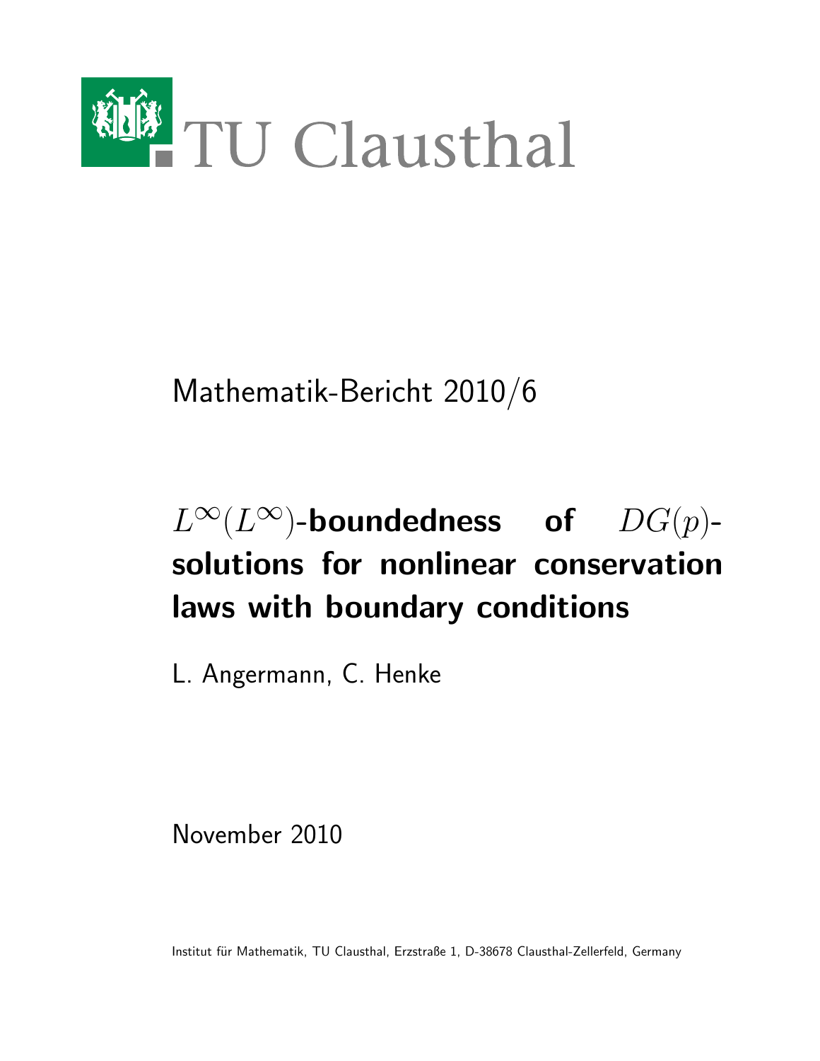TU Clausthal

Mathematik-Bericht 2010/6

# $L^\infty(L^\infty)$-boundedness of $DG(p)$-solutions for nonlinear conservation laws with boundary conditions

L. Angermann, C. Henke

November 2010

Institut für Mathematik, TU Clausthal, Erzstraße 1, D-38678 Clausthal-Zellerfeld, Germany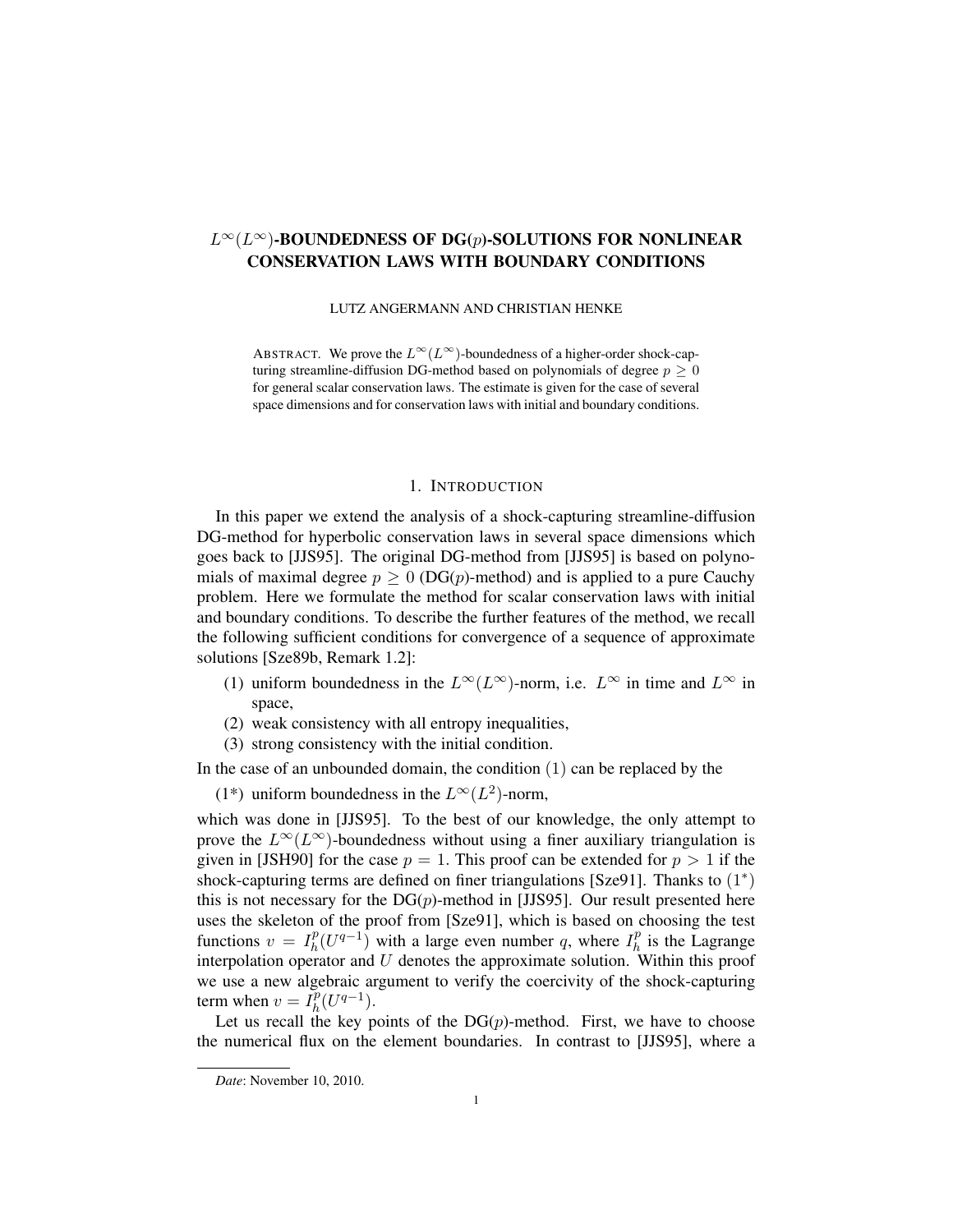# $L^\infty(L^\infty)$-BOUNDEDNESS OF DG($p$)-SOLUTIONS FOR NONLINEAR CONSERVATION LAWS WITH BOUNDARY CONDITIONS

LUTZ ANGERMANN AND CHRISTIAN HENKE

ABSTRACT. We prove the $L^\infty(L^\infty)$-boundedness of a higher-order shock-capturing streamline-diffusion DG-method based on polynomials of degree $p \geq 0$ for general scalar conservation laws. The estimate is given for the case of several space dimensions and for conservation laws with initial and boundary conditions.

## 1. INTRODUCTION

In this paper we extend the analysis of a shock-capturing streamline-diffusion DG-method for hyperbolic conservation laws in several space dimensions which goes back to [JJS95]. The original DG-method from [JJS95] is based on polynomials of maximal degree $p \geq 0$ (DG($p$)-method) and is applied to a pure Cauchy problem. Here we formulate the method for scalar conservation laws with initial and boundary conditions. To describe the further features of the method, we recall the following sufficient conditions for convergence of a sequence of approximate solutions [Sze89b, Remark 1.2]:

(1) uniform boundedness in the $L^\infty(L^\infty)$-norm, i.e. $L^\infty$ in time and $L^\infty$ in space,
(2) weak consistency with all entropy inequalities,
(3) strong consistency with the initial condition.

In the case of an unbounded domain, the condition $(1)$ can be replaced by the

(1*) uniform boundedness in the $L^\infty(L^2)$-norm,

which was done in [JJS95]. To the best of our knowledge, the only attempt to prove the $L^\infty(L^\infty)$-boundedness without using a finer auxiliary triangulation is given in [JSH90] for the case $p = 1$. This proof can be extended for $p > 1$ if the shock-capturing terms are defined on finer triangulations [Sze91]. Thanks to $(1^*)$ this is not necessary for the DG($p$)-method in [JJS95]. Our result presented here uses the skeleton of the proof from [Sze91], which is based on choosing the test functions $v = I_h^p(U^{q-1})$ with a large even number $q$, where $I_h^p$ is the Lagrange interpolation operator and $U$ denotes the approximate solution. Within this proof we use a new algebraic argument to verify the coercivity of the shock-capturing term when $v = I_h^p(U^{q-1})$.

Let us recall the key points of the DG($p$)-method. First, we have to choose the numerical flux on the element boundaries. In contrast to [JJS95], where a

*Date*: November 10, 2010.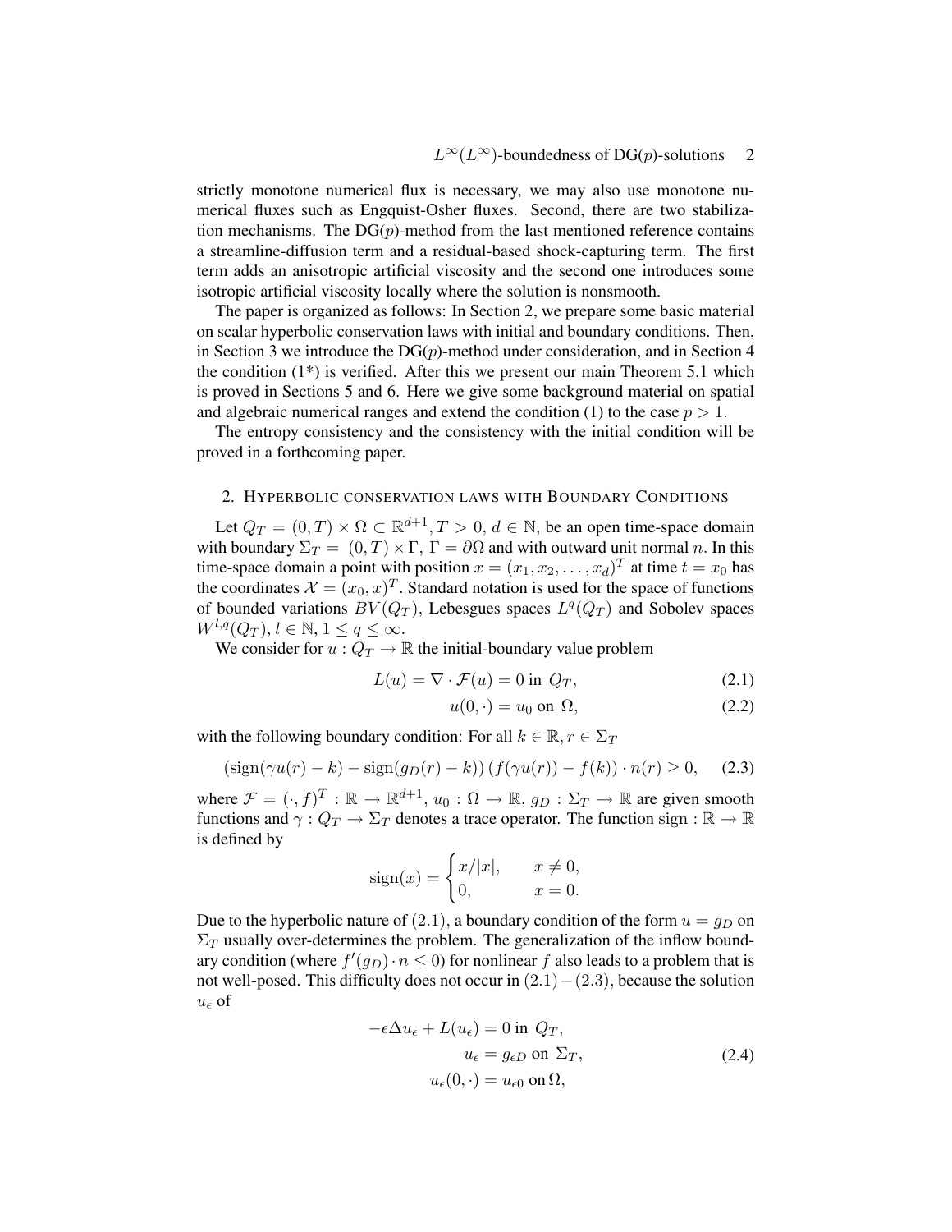strictly monotone numerical flux is necessary, we may also use monotone numerical fluxes such as Engquist-Osher fluxes. Second, there are two stabilization mechanisms. The DG($p$)-method from the last mentioned reference contains a streamline-diffusion term and a residual-based shock-capturing term. The first term adds an anisotropic artificial viscosity and the second one introduces some isotropic artificial viscosity locally where the solution is nonsmooth.

The paper is organized as follows: In Section 2, we prepare some basic material on scalar hyperbolic conservation laws with initial and boundary conditions. Then, in Section 3 we introduce the DG($p$)-method under consideration, and in Section 4 the condition (1*) is verified. After this we present our main Theorem 5.1 which is proved in Sections 5 and 6. Here we give some background material on spatial and algebraic numerical ranges and extend the condition (1) to the case $p > 1$.

The entropy consistency and the consistency with the initial condition will be proved in a forthcoming paper.

## 2. Hyperbolic conservation laws with Boundary Conditions

Let $Q_T = (0,T) \times \Omega \subset \mathbb{R}^{d+1}, T > 0,\ d \in \mathbb{N}$, be an open time-space domain with boundary $\Sigma_T = (0,T) \times \Gamma$, $\Gamma = \partial\Omega$ and with outward unit normal $n$. In this time-space domain a point with position $x = (x_1, x_2, \ldots, x_d)^T$ at time $t = x_0$ has the coordinates $\mathcal{X} = (x_0, x)^T$. Standard notation is used for the space of functions of bounded variations $BV(Q_T)$, Lebesgues spaces $L^q(Q_T)$ and Sobolev spaces $W^{l,q}(Q_T)$, $l \in \mathbb{N}$, $1 \le q \le \infty$.

We consider for $u : Q_T \to \mathbb{R}$ the initial-boundary value problem

$$L(u) = \nabla \cdot \mathcal{F}(u) = 0 \text{ in } Q_T, \tag{2.1}$$

$$u(0,\cdot) = u_0 \text{ on } \Omega, \tag{2.2}$$

with the following boundary condition: For all $k \in \mathbb{R}, r \in \Sigma_T$

$$\left(\operatorname{sign}(\gamma u(r) - k) - \operatorname{sign}(g_D(r) - k)\right)\left(f(\gamma u(r)) - f(k)\right) \cdot n(r) \ge 0, \tag{2.3}$$

where $\mathcal{F} = (\cdot, f)^T : \mathbb{R} \to \mathbb{R}^{d+1}$, $u_0 : \Omega \to \mathbb{R}$, $g_D : \Sigma_T \to \mathbb{R}$ are given smooth functions and $\gamma : Q_T \to \Sigma_T$ denotes a trace operator. The function $\operatorname{sign} : \mathbb{R} \to \mathbb{R}$ is defined by

$$\operatorname{sign}(x) = \begin{cases} x/|x|, & x \ne 0, \\ 0, & x = 0. \end{cases}$$

Due to the hyperbolic nature of (2.1), a boundary condition of the form $u = g_D$ on $\Sigma_T$ usually over-determines the problem. The generalization of the inflow boundary condition (where $f'(g_D) \cdot n \le 0$) for nonlinear $f$ also leads to a problem that is not well-posed. This difficulty does not occur in (2.1) − (2.3), because the solution $u_\epsilon$ of

$$\begin{aligned} -\epsilon \Delta u_\epsilon + L(u_\epsilon) &= 0 \text{ in } Q_T, \\ u_\epsilon &= g_{\epsilon D} \text{ on } \Sigma_T, \\ u_\epsilon(0,\cdot) &= u_{\epsilon 0} \text{ on } \Omega, \end{aligned} \tag{2.4}$$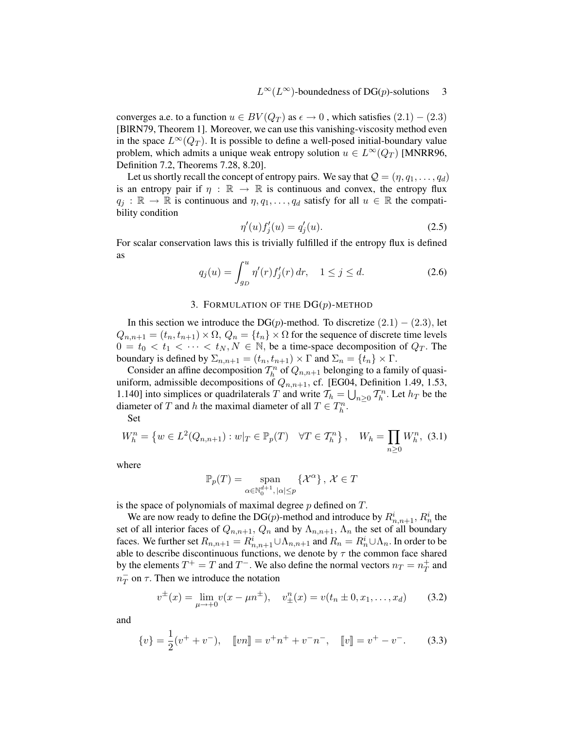converges a.e. to a function $u \in BV(Q_T)$ as $\epsilon \to 0$ , which satisfies $(2.1) - (2.3)$ [BlRN79, Theorem 1]. Moreover, we can use this vanishing-viscosity method even in the space $L^\infty(Q_T)$. It is possible to define a well-posed initial-boundary value problem, which admits a unique weak entropy solution $u \in L^\infty(Q_T)$ [MNRR96, Definition 7.2, Theorems 7.28, 8.20].

Let us shortly recall the concept of entropy pairs. We say that $\mathcal{Q} = (\eta, q_1, \ldots, q_d)$ is an entropy pair if $\eta : \mathbb{R} \to \mathbb{R}$ is continuous and convex, the entropy flux $q_j : \mathbb{R} \to \mathbb{R}$ is continuous and $\eta, q_1, \ldots, q_d$ satisfy for all $u \in \mathbb{R}$ the compatibility condition

$$\eta'(u) f_j'(u) = q_j'(u). \tag{2.5}$$

For scalar conservation laws this is trivially fulfilled if the entropy flux is defined as

$$q_j(u) = \int_{g_D}^{u} \eta'(r) f_j'(r)\, dr, \quad 1 \le j \le d. \tag{2.6}$$

## 3. Formulation of the DG($p$)-method

In this section we introduce the DG($p$)-method. To discretize $(2.1) - (2.3)$, let $Q_{n,n+1} = (t_n, t_{n+1}) \times \Omega$, $Q_n = \{t_n\} \times \Omega$ for the sequence of discrete time levels $0 = t_0 < t_1 < \cdots < t_N, N \in \mathbb{N}$, be a time-space decomposition of $Q_T$. The boundary is defined by $\Sigma_{n,n+1} = (t_n, t_{n+1}) \times \Gamma$ and $\Sigma_n = \{t_n\} \times \Gamma$.

Consider an affine decomposition $\mathcal{T}_h^n$ of $Q_{n,n+1}$ belonging to a family of quasi-uniform, admissible decompositions of $Q_{n,n+1}$, cf. [EG04, Definition 1.49, 1.53, 1.140] into simplices or quadrilaterals $T$ and write $\mathcal{T}_h = \bigcup_{n \ge 0} \mathcal{T}_h^n$. Let $h_T$ be the diameter of $T$ and $h$ the maximal diameter of all $T \in T_h^n$.

Set

$$W_h^n = \left\{ w \in L^2(Q_{n,n+1}) : w|_T \in \mathbb{P}_p(T) \quad \forall T \in \mathcal{T}_h^n \right\}, \quad W_h = \prod_{n \ge 0} W_h^n, \tag{3.1}$$

where

$$\mathbb{P}_p(T) = \operatorname*{span}_{\alpha \in \mathbb{N}_0^{d+1}, |\alpha| \le p} \{\mathcal{X}^\alpha\}, \, \mathcal{X} \in T$$

is the space of polynomials of maximal degree $p$ defined on $T$.

We are now ready to define the DG($p$)-method and introduce by $R_{n,n+1}^i$, $R_n^i$ the set of all interior faces of $Q_{n,n+1}$, $Q_n$ and by $\Lambda_{n,n+1}$, $\Lambda_n$ the set of all boundary faces. We further set $R_{n,n+1} = R_{n,n+1}^i \cup \Lambda_{n,n+1}$ and $R_n = R_n^i \cup \Lambda_n$. In order to be able to describe discontinuous functions, we denote by $\tau$ the common face shared by the elements $T^+ = T$ and $T^-$. We also define the normal vectors $n_T = n_T^+$ and $n_T^-$ on $\tau$. Then we introduce the notation

$$v^\pm(x) = \lim_{\mu \to +0} v(x - \mu n^\pm), \quad v_\pm^n(x) = v(t_n \pm 0, x_1, \ldots, x_d) \tag{3.2}$$

and

$$\{v\} = \frac{1}{2}(v^+ + v^-), \quad [\![vn]\!] = v^+ n^+ + v^- n^-, \quad [\![v]\!] = v^+ - v^-. \tag{3.3}$$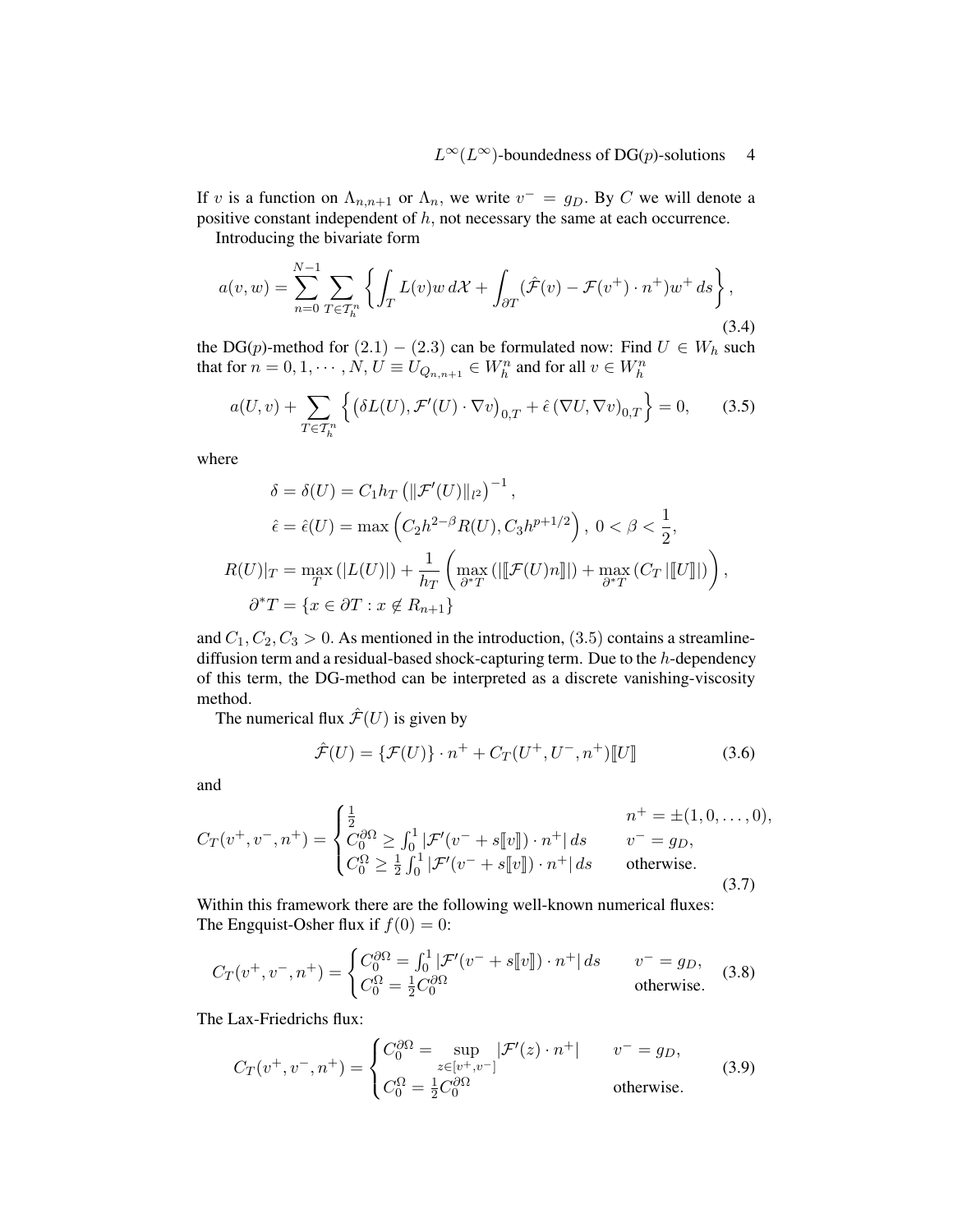If $v$ is a function on $\Lambda_{n,n+1}$ or $\Lambda_n$, we write $v^- = g_D$. By $C$ we will denote a positive constant independent of $h$, not necessary the same at each occurrence.

Introducing the bivariate form

$$a(v,w) = \sum_{n=0}^{N-1} \sum_{T \in \mathcal{T}_h^n} \left\{ \int_T L(v) w \, d\mathcal{X} + \int_{\partial T} (\hat{\mathcal{F}}(v) - \mathcal{F}(v^+) \cdot n^+) w^+ \, ds \right\}, \tag{3.4}$$

the DG($p$)-method for $(2.1) - (2.3)$ can be formulated now: Find $U \in W_h$ such that for $n = 0, 1, \cdots, N$, $U \equiv U_{Q_{n,n+1}} \in W_h^n$ and for all $v \in W_h^n$

$$a(U, v) + \sum_{T \in \mathcal{T}_h^n} \left\{ \left( \delta L(U), \mathcal{F}'(U) \cdot \nabla v \right)_{0,T} + \hat{\epsilon} \left( \nabla U, \nabla v \right)_{0,T} \right\} = 0, \tag{3.5}$$

where

$$\begin{aligned}
\delta &= \delta(U) = C_1 h_T \left( \|\mathcal{F}'(U)\|_{l^2} \right)^{-1}, \\
\hat{\epsilon} &= \hat{\epsilon}(U) = \max\left( C_2 h^{2-\beta} R(U), C_3 h^{p+1/2} \right), \; 0 < \beta < \frac{1}{2}, \\
R(U)|_T &= \max_T \left( |L(U)| \right) + \frac{1}{h_T} \left( \max_{\partial^* T} \left( |[\![\mathcal{F}(U) n]\!]| \right) + \max_{\partial^* T} \left( C_T \, |[\![U]\!]| \right) \right), \\
\partial^* T &= \{ x \in \partial T : x \notin R_{n+1} \}
\end{aligned}$$

and $C_1, C_2, C_3 > 0$. As mentioned in the introduction, $(3.5)$ contains a streamline-diffusion term and a residual-based shock-capturing term. Due to the $h$-dependency of this term, the DG-method can be interpreted as a discrete vanishing-viscosity method.

The numerical flux $\hat{\mathcal{F}}(U)$ is given by

$$\hat{\mathcal{F}}(U) = \{\mathcal{F}(U)\} \cdot n^+ + C_T(U^+, U^-, n^+) [\![U]\!] \tag{3.6}$$

and

$$C_T(v^+, v^-, n^+) = \begin{cases} \frac{1}{2} & n^+ = \pm(1, 0, \ldots, 0), \\ C_0^{\partial\Omega} \geq \int_0^1 |\mathcal{F}'(v^- + s[\![v]\!]) \cdot n^+| \, ds & v^- = g_D, \\ C_0^{\Omega} \geq \frac{1}{2} \int_0^1 |\mathcal{F}'(v^- + s[\![v]\!]) \cdot n^+| \, ds & \text{otherwise.} \end{cases} \tag{3.7}$$

Within this framework there are the following well-known numerical fluxes: The Engquist-Osher flux if $f(0) = 0$:

$$C_T(v^+, v^-, n^+) = \begin{cases} C_0^{\partial\Omega} = \int_0^1 |\mathcal{F}'(v^- + s[\![v]\!]) \cdot n^+| \, ds & v^- = g_D, \\ C_0^{\Omega} = \frac{1}{2} C_0^{\partial\Omega} & \text{otherwise.} \end{cases} \tag{3.8}$$

The Lax-Friedrichs flux:

$$C_T(v^+, v^-, n^+) = \begin{cases} C_0^{\partial\Omega} = \sup\limits_{z \in [v^+, v^-]} |\mathcal{F}'(z) \cdot n^+| & v^- = g_D, \\ C_0^{\Omega} = \frac{1}{2} C_0^{\partial\Omega} & \text{otherwise.} \end{cases} \tag{3.9}$$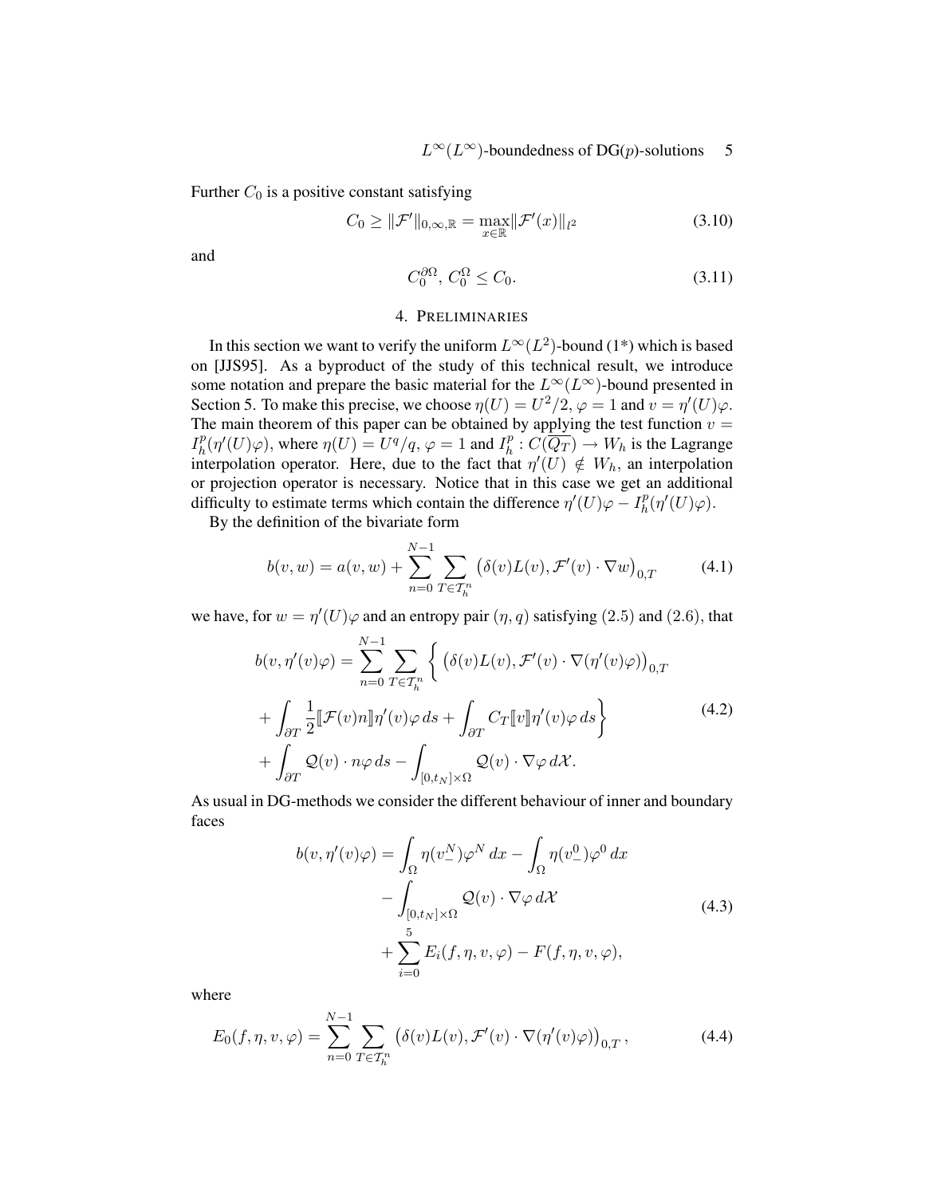Further $C_0$ is a positive constant satisfying

$$C_0 \geq \|\mathcal{F}'\|_{0,\infty,\mathbb{R}} = \max_{x\in\mathbb{R}} \|\mathcal{F}'(x)\|_{l^2} \tag{3.10}$$

and

$$C_0^{\partial\Omega},\, C_0^{\Omega} \leq C_0. \tag{3.11}$$

## 4. Preliminaries

In this section we want to verify the uniform $L^\infty(L^2)$-bound (1*) which is based on [JJS95]. As a byproduct of the study of this technical result, we introduce some notation and prepare the basic material for the $L^\infty(L^\infty)$-bound presented in Section 5. To make this precise, we choose $\eta(U) = U^2/2$, $\varphi = 1$ and $v = \eta'(U)\varphi$. The main theorem of this paper can be obtained by applying the test function $v = I_h^p(\eta'(U)\varphi)$, where $\eta(U) = U^q/q$, $\varphi = 1$ and $I_h^p : C(\overline{Q_T}) \to W_h$ is the Lagrange interpolation operator. Here, due to the fact that $\eta'(U) \notin W_h$, an interpolation or projection operator is necessary. Notice that in this case we get an additional difficulty to estimate terms which contain the difference $\eta'(U)\varphi - I_h^p(\eta'(U)\varphi)$.

By the definition of the bivariate form

$$b(v,w) = a(v,w) + \sum_{n=0}^{N-1} \sum_{T\in\mathcal{T}_h^n} \big(\delta(v)L(v), \mathcal{F}'(v)\cdot\nabla w\big)_{0,T} \tag{4.1}$$

we have, for $w = \eta'(U)\varphi$ and an entropy pair $(\eta, q)$ satisfying (2.5) and (2.6), that

$$\begin{aligned} b(v,\eta'(v)\varphi) = \sum_{n=0}^{N-1} \sum_{T\in\mathcal{T}_h^n} \bigg\{ &\big(\delta(v)L(v), \mathcal{F}'(v)\cdot\nabla(\eta'(v)\varphi)\big)_{0,T} \\ &+ \int_{\partial T} \frac{1}{2} [\![\mathcal{F}(v)n]\!] \eta'(v)\varphi\, ds + \int_{\partial T} C_T [\![v]\!] \eta'(v)\varphi\, ds \bigg\} \\ &+ \int_{\partial T} \mathcal{Q}(v)\cdot n\varphi\, ds - \int_{[0,t_N]\times\Omega} \mathcal{Q}(v)\cdot\nabla\varphi\, d\mathcal{X}. \end{aligned} \tag{4.2}$$

As usual in DG-methods we consider the different behaviour of inner and boundary faces

$$\begin{aligned} b(v,\eta'(v)\varphi) = &\int_\Omega \eta(v_-^N)\varphi^N\, dx - \int_\Omega \eta(v_-^0)\varphi^0\, dx \\ &- \int_{[0,t_N]\times\Omega} \mathcal{Q}(v)\cdot\nabla\varphi\, d\mathcal{X} \\ &+ \sum_{i=0}^{5} E_i(f,\eta,v,\varphi) - F(f,\eta,v,\varphi), \end{aligned} \tag{4.3}$$

where

$$E_0(f,\eta,v,\varphi) = \sum_{n=0}^{N-1} \sum_{T\in\mathcal{T}_h^n} \big(\delta(v)L(v), \mathcal{F}'(v)\cdot\nabla(\eta'(v)\varphi)\big)_{0,T}, \tag{4.4}$$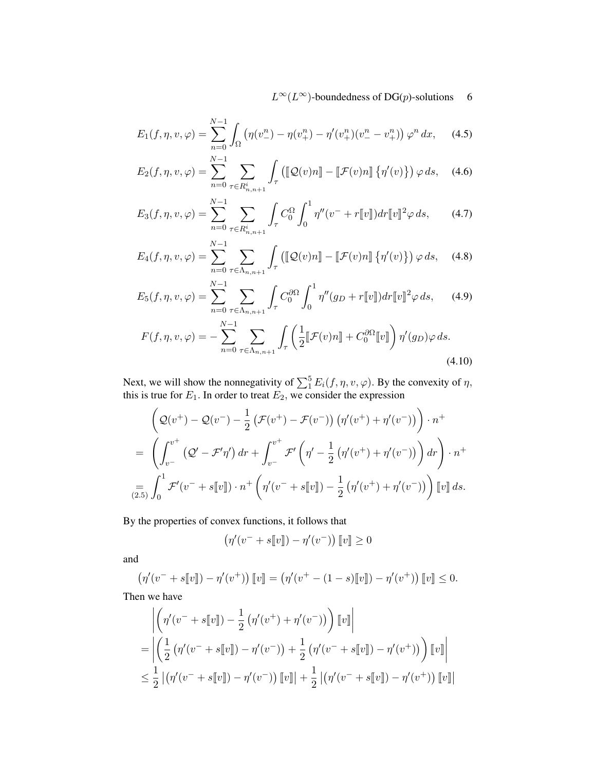$$E_1(f,\eta,v,\varphi) = \sum_{n=0}^{N-1} \int_\Omega \left(\eta(v_-^n) - \eta(v_+^n) - \eta'(v_+^n)(v_-^n - v_+^n)\right) \varphi^n \, dx, \tag{4.5}$$

$$E_2(f,\eta,v,\varphi) = \sum_{n=0}^{N-1} \sum_{\tau \in R^i_{n,n+1}} \int_\tau \left( [\![\mathcal{Q}(v)n]\!] - [\![\mathcal{F}(v)n]\!] \left\{\eta'(v)\right\}\right) \varphi \, ds, \tag{4.6}$$

$$E_3(f,\eta,v,\varphi) = \sum_{n=0}^{N-1} \sum_{\tau \in R^i_{n,n+1}} \int_\tau C_0^\Omega \int_0^1 \eta''(v^- + r[\![v]\!]) dr [\![v]\!]^2 \varphi \, ds, \tag{4.7}$$

$$E_4(f,\eta,v,\varphi) = \sum_{n=0}^{N-1} \sum_{\tau \in \Lambda_{n,n+1}} \int_\tau \left( [\![\mathcal{Q}(v)n]\!] - [\![\mathcal{F}(v)n]\!] \left\{\eta'(v)\right\}\right) \varphi \, ds, \tag{4.8}$$

$$E_5(f,\eta,v,\varphi) = \sum_{n=0}^{N-1} \sum_{\tau \in \Lambda_{n,n+1}} \int_\tau C_0^{\partial\Omega} \int_0^1 \eta''(g_D + r[\![v]\!]) dr [\![v]\!]^2 \varphi \, ds, \tag{4.9}$$

$$F(f,\eta,v,\varphi) = -\sum_{n=0}^{N-1} \sum_{\tau \in \Lambda_{n,n+1}} \int_\tau \left( \frac{1}{2} [\![\mathcal{F}(v)n]\!] + C_0^{\partial\Omega} [\![v]\!] \right) \eta'(g_D) \varphi \, ds. \tag{4.10}$$

Next, we will show the nonnegativity of $\sum_1^5 E_i(f,\eta,v,\varphi)$. By the convexity of $\eta$, this is true for $E_1$. In order to treat $E_2$, we consider the expression

$$\begin{aligned}
&\left( \mathcal{Q}(v^+) - \mathcal{Q}(v^-) - \frac{1}{2}\left(\mathcal{F}(v^+) - \mathcal{F}(v^-)\right)\left(\eta'(v^+) + \eta'(v^-)\right) \right) \cdot n^+ \\
=\; &\left( \int_{v^-}^{v^+} \left(\mathcal{Q}' - \mathcal{F}'\eta'\right) dr + \int_{v^-}^{v^+} \mathcal{F}' \left( \eta' - \frac{1}{2}\left(\eta'(v^+) + \eta'(v^-)\right)\right) dr \right) \cdot n^+ \\
\underset{(2.5)}{=} &\int_0^1 \mathcal{F}'(v^- + s[\![v]\!]) \cdot n^+ \left( \eta'(v^- + s[\![v]\!]) - \frac{1}{2}\left(\eta'(v^+) + \eta'(v^-)\right)\right) [\![v]\!] \, ds.
\end{aligned}$$

By the properties of convex functions, it follows that

$$\left(\eta'(v^- + s[\![v]\!]) - \eta'(v^-)\right) [\![v]\!] \geq 0$$

and

$$\left(\eta'(v^- + s[\![v]\!]) - \eta'(v^+)\right) [\![v]\!] = \left(\eta'(v^+ - (1-s)[\![v]\!]) - \eta'(v^+)\right) [\![v]\!] \leq 0.$$

Then we have

$$\begin{aligned}
&\left| \left( \eta'(v^- + s[\![v]\!]) - \frac{1}{2}\left(\eta'(v^+) + \eta'(v^-)\right)\right) [\![v]\!] \right| \\
&= \left| \left( \frac{1}{2}\left(\eta'(v^- + s[\![v]\!]) - \eta'(v^-)\right) + \frac{1}{2}\left(\eta'(v^- + s[\![v]\!]) - \eta'(v^+)\right)\right) [\![v]\!] \right| \\
&\leq \frac{1}{2}\left| \left(\eta'(v^- + s[\![v]\!]) - \eta'(v^-)\right) [\![v]\!] \right| + \frac{1}{2}\left| \left(\eta'(v^- + s[\![v]\!]) - \eta'(v^+)\right) [\![v]\!] \right|
\end{aligned}$$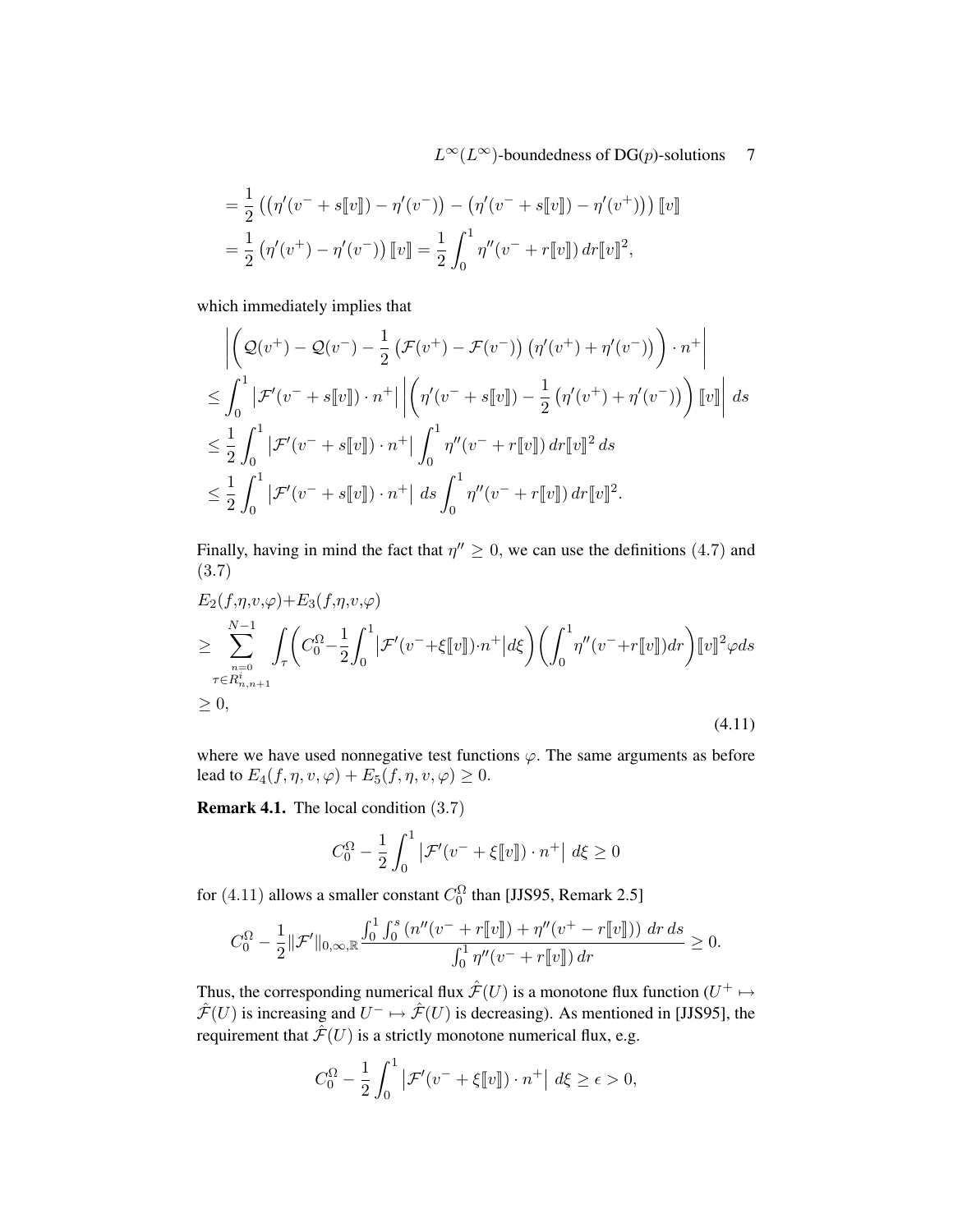$$
\begin{aligned}
&= \frac{1}{2}\left(\left(\eta'(v^- + s[\![v]\!]) - \eta'(v^-)\right) - \left(\eta'(v^- + s[\![v]\!]) - \eta'(v^+)\right)\right)[\![v]\!] \\
&= \frac{1}{2}\left(\eta'(v^+) - \eta'(v^-)\right)[\![v]\!] = \frac{1}{2}\int_0^1 \eta''(v^- + r[\![v]\!])\,dr[\![v]\!]^2,
\end{aligned}
$$

which immediately implies that

$$
\begin{aligned}
&\left|\left(\mathcal{Q}(v^+) - \mathcal{Q}(v^-) - \frac{1}{2}\left(\mathcal{F}(v^+) - \mathcal{F}(v^-)\right)\left(\eta'(v^+) + \eta'(v^-)\right)\right)\cdot n^+\right| \\
&\leq \int_0^1 \left|\mathcal{F}'(v^- + s[\![v]\!])\cdot n^+\right| \left|\left(\eta'(v^- + s[\![v]\!]) - \frac{1}{2}\left(\eta'(v^+) + \eta'(v^-)\right)\right)[\![v]\!]\right|\,ds \\
&\leq \frac{1}{2}\int_0^1 \left|\mathcal{F}'(v^- + s[\![v]\!])\cdot n^+\right| \int_0^1 \eta''(v^- + r[\![v]\!])\,dr[\![v]\!]^2\,ds \\
&\leq \frac{1}{2}\int_0^1 \left|\mathcal{F}'(v^- + s[\![v]\!])\cdot n^+\right|\,ds \int_0^1 \eta''(v^- + r[\![v]\!])\,dr[\![v]\!]^2.
\end{aligned}
$$

Finally, having in mind the fact that $\eta'' \geq 0$, we can use the definitions (4.7) and (3.7)

$$
\begin{aligned}
&E_2(f,\eta,v,\varphi) + E_3(f,\eta,v,\varphi) \\
&\geq \sum_{\substack{n=0 \\ \tau\in R^i_{n,n+1}}}^{N-1} \int_\tau \left(C_0^\Omega - \frac{1}{2}\int_0^1 \left|\mathcal{F}'(v^- + \xi[\![v]\!])\cdot n^+\right| d\xi\right)\left(\int_0^1 \eta''(v^- + r[\![v]\!])dr\right)[\![v]\!]^2\varphi ds \\
&\geq 0,
\end{aligned}
\tag{4.11}
$$

where we have used nonnegative test functions $\varphi$. The same arguments as before lead to $E_4(f,\eta,v,\varphi) + E_5(f,\eta,v,\varphi) \geq 0$.

**Remark 4.1.** The local condition (3.7)

$$
C_0^\Omega - \frac{1}{2}\int_0^1 \left|\mathcal{F}'(v^- + \xi[\![v]\!])\cdot n^+\right|\,d\xi \geq 0
$$

for (4.11) allows a smaller constant $C_0^\Omega$ than [JJS95, Remark 2.5]

$$
C_0^\Omega - \frac{1}{2}\|\mathcal{F}'\|_{0,\infty,\mathbb{R}} \frac{\int_0^1\int_0^s \left(n''(v^- + r[\![v]\!]) + \eta''(v^+ - r[\![v]\!])\right)\,dr\,ds}{\int_0^1 \eta''(v^- + r[\![v]\!])\,dr} \geq 0.
$$

Thus, the corresponding numerical flux $\hat{\mathcal{F}}(U)$ is a monotone flux function ($U^+ \mapsto \hat{\mathcal{F}}(U)$ is increasing and $U^- \mapsto \hat{\mathcal{F}}(U)$ is decreasing). As mentioned in [JJS95], the requirement that $\hat{\mathcal{F}}(U)$ is a strictly monotone numerical flux, e.g.

$$
C_0^\Omega - \frac{1}{2}\int_0^1 \left|\mathcal{F}'(v^- + \xi[\![v]\!])\cdot n^+\right|\,d\xi \geq \epsilon > 0,
$$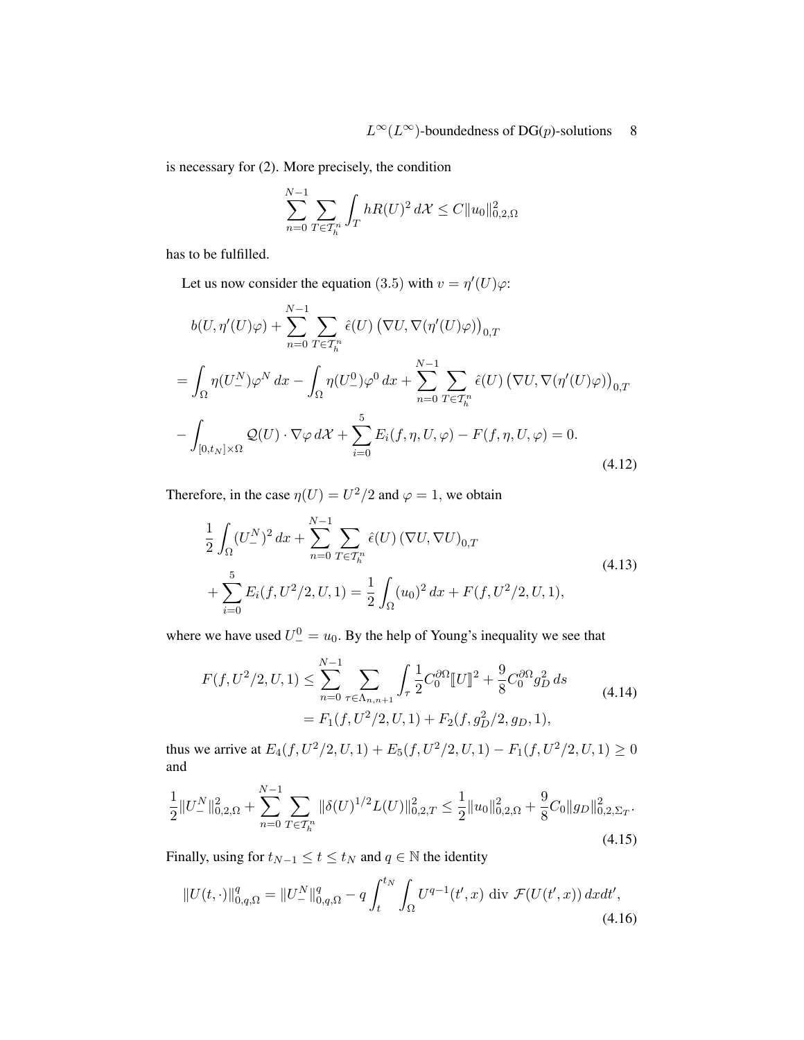is necessary for (2). More precisely, the condition

$$\sum_{n=0}^{N-1} \sum_{T \in \mathcal{T}_h^n} \int_T h R(U)^2 \, d\mathcal{X} \leq C \|u_0\|_{0,2,\Omega}^2$$

has to be fulfilled.

Let us now consider the equation (3.5) with $v = \eta'(U)\varphi$:

$$\begin{aligned}
& b(U, \eta'(U)\varphi) + \sum_{n=0}^{N-1} \sum_{T \in \mathcal{T}_h^n} \hat{\epsilon}(U) \left( \nabla U, \nabla(\eta'(U)\varphi) \right)_{0,T} \\
&= \int_\Omega \eta(U_-^N)\varphi^N \, dx - \int_\Omega \eta(U_-^0)\varphi^0 \, dx + \sum_{n=0}^{N-1} \sum_{T \in \mathcal{T}_h^n} \hat{\epsilon}(U) \left( \nabla U, \nabla(\eta'(U)\varphi) \right)_{0,T} \\
&- \int_{[0,t_N] \times \Omega} \mathcal{Q}(U) \cdot \nabla \varphi \, d\mathcal{X} + \sum_{i=0}^{5} E_i(f, \eta, U, \varphi) - F(f, \eta, U, \varphi) = 0.
\end{aligned} \tag{4.12}$$

Therefore, in the case $\eta(U) = U^2/2$ and $\varphi = 1$, we obtain

$$\begin{aligned}
& \frac{1}{2} \int_\Omega (U_-^N)^2 \, dx + \sum_{n=0}^{N-1} \sum_{T \in \mathcal{T}_h^n} \hat{\epsilon}(U) \left( \nabla U, \nabla U \right)_{0,T} \\
& + \sum_{i=0}^{5} E_i(f, U^2/2, U, 1) = \frac{1}{2} \int_\Omega (u_0)^2 \, dx + F(f, U^2/2, U, 1),
\end{aligned} \tag{4.13}$$

where we have used $U_-^0 = u_0$. By the help of Young's inequality we see that

$$\begin{aligned}
F(f, U^2/2, U, 1) &\leq \sum_{n=0}^{N-1} \sum_{\tau \in \Lambda_{n,n+1}} \int_\tau \frac{1}{2} C_0^{\partial\Omega} [\![U]\!]^2 + \frac{9}{8} C_0^{\partial\Omega} g_D^2 \, ds \\
&= F_1(f, U^2/2, U, 1) + F_2(f, g_D^2/2, g_D, 1),
\end{aligned} \tag{4.14}$$

thus we arrive at $E_4(f, U^2/2, U, 1) + E_5(f, U^2/2, U, 1) - F_1(f, U^2/2, U, 1) \geq 0$ and

$$\frac{1}{2} \|U_-^N\|_{0,2,\Omega}^2 + \sum_{n=0}^{N-1} \sum_{T \in \mathcal{T}_h^n} \|\delta(U)^{1/2} L(U)\|_{0,2,T}^2 \leq \frac{1}{2} \|u_0\|_{0,2,\Omega}^2 + \frac{9}{8} C_0 \|g_D\|_{0,2,\Sigma_T}^2. \tag{4.15}$$

Finally, using for $t_{N-1} \leq t \leq t_N$ and $q \in \mathbb{N}$ the identity

$$\|U(t, \cdot)\|_{0,q,\Omega}^q = \|U_-^N\|_{0,q,\Omega}^q - q \int_t^{t_N} \int_\Omega U^{q-1}(t', x) \ \mathrm{div} \ \mathcal{F}(U(t', x)) \, dx dt', \tag{4.16}$$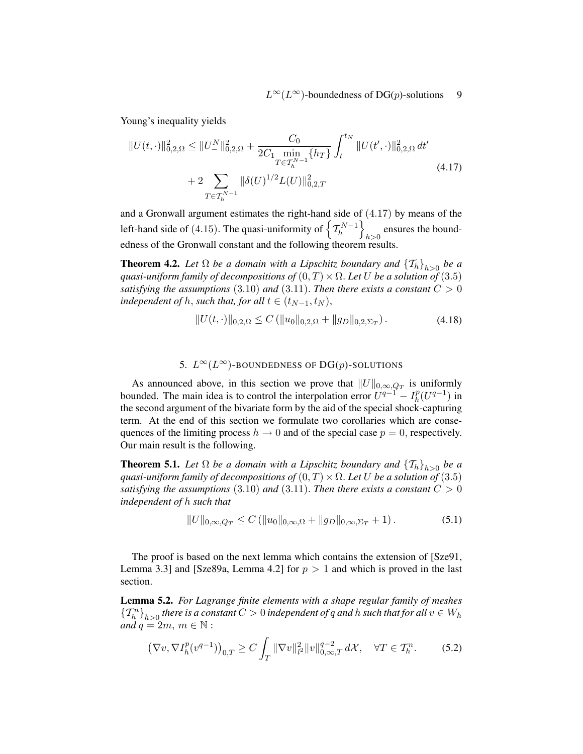Young's inequality yields

$$
\begin{aligned}
\|U(t,\cdot)\|_{0,2,\Omega}^2 \leq \|U_-^N\|_{0,2,\Omega}^2 &+ \frac{C_0}{2C_1 \min\limits_{T \in \mathcal{T}_h^{N-1}} \{h_T\}} \int_t^{t_N} \|U(t',\cdot)\|_{0,2,\Omega}^2 \, dt' \\
&+ 2 \sum_{T \in \mathcal{T}_h^{N-1}} \|\delta(U)^{1/2} L(U)\|_{0,2,T}^2
\end{aligned}
\tag{4.17}
$$

and a Gronwall argument estimates the right-hand side of $(4.17)$ by means of the left-hand side of $(4.15)$. The quasi-uniformity of $\left\{\mathcal{T}_h^{N-1}\right\}_{h>0}$ ensures the boundedness of the Gronwall constant and the following theorem results.

**Theorem 4.2.** *Let $\Omega$ be a domain with a Lipschitz boundary and $\{\mathcal{T}_h\}_{h>0}$ be a quasi-uniform family of decompositions of $(0,T)\times\Omega$. Let $U$ be a solution of $(3.5)$ satisfying the assumptions $(3.10)$ and $(3.11)$. Then there exists a constant $C>0$ independent of $h$, such that, for all $t \in (t_{N-1}, t_N)$,*

$$
\|U(t,\cdot)\|_{0,2,\Omega} \leq C \left( \|u_0\|_{0,2,\Omega} + \|g_D\|_{0,2,\Sigma_T} \right). \tag{4.18}
$$

## 5. $L^\infty(L^\infty)$-BOUNDEDNESS OF DG($p$)-SOLUTIONS

As announced above, in this section we prove that $\|U\|_{0,\infty,Q_T}$ is uniformly bounded. The main idea is to control the interpolation error $U^{q-1} - I_h^p(U^{q-1})$ in the second argument of the bivariate form by the aid of the special shock-capturing term. At the end of this section we formulate two corollaries which are consequences of the limiting process $h \to 0$ and of the special case $p=0$, respectively. Our main result is the following.

**Theorem 5.1.** *Let $\Omega$ be a domain with a Lipschitz boundary and $\{\mathcal{T}_h\}_{h>0}$ be a quasi-uniform family of decompositions of $(0,T)\times\Omega$. Let $U$ be a solution of $(3.5)$ satisfying the assumptions $(3.10)$ and $(3.11)$. Then there exists a constant $C>0$ independent of $h$ such that*

$$
\|U\|_{0,\infty,Q_T} \leq C \left( \|u_0\|_{0,\infty,\Omega} + \|g_D\|_{0,\infty,\Sigma_T} + 1 \right). \tag{5.1}
$$

The proof is based on the next lemma which contains the extension of [Sze91, Lemma 3.3] and [Sze89a, Lemma 4.2] for $p>1$ and which is proved in the last section.

**Lemma 5.2.** *For Lagrange finite elements with a shape regular family of meshes $\{\mathcal{T}_h^n\}_{h>0}$ there is a constant $C>0$ independent of $q$ and $h$ such that for all $v \in W_h$ and $q = 2m$, $m \in \mathbb{N}$ :*

$$
\left(\nabla v, \nabla I_h^p(v^{q-1})\right)_{0,T} \geq C \int_T \|\nabla v\|_{l^2}^2 \|v\|_{0,\infty,T}^{q-2} \, d\mathcal{X}, \quad \forall T \in \mathcal{T}_h^n. \tag{5.2}
$$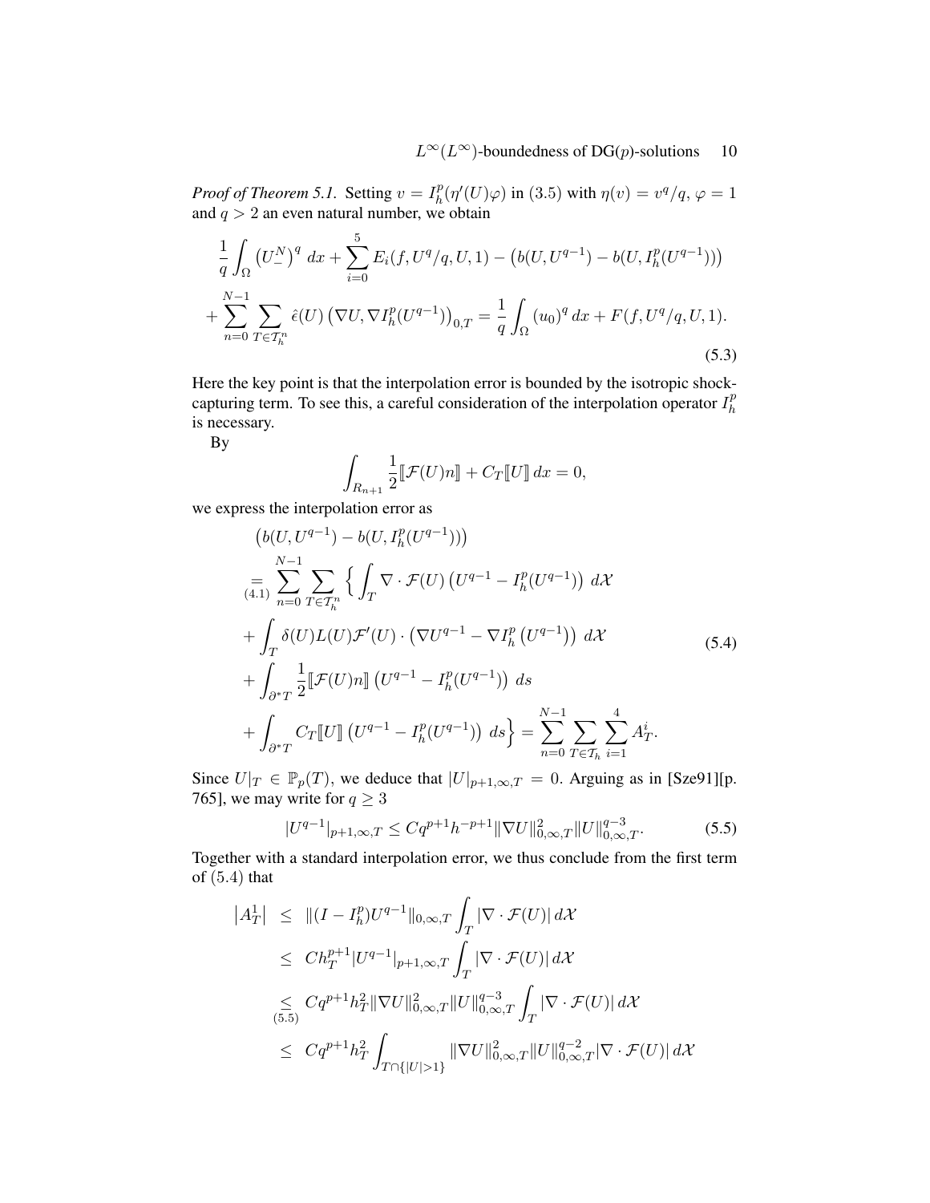*Proof of Theorem 5.1.* Setting $v = I_h^p(\eta'(U)\varphi)$ in (3.5) with $\eta(v) = v^q/q$, $\varphi = 1$ and $q > 2$ an even natural number, we obtain

$$
\begin{aligned}
&\frac{1}{q}\int_\Omega \left(U_-^N\right)^q \, dx + \sum_{i=0}^{5} E_i(f, U^q/q, U, 1) - \left(b(U, U^{q-1}) - b(U, I_h^p(U^{q-1}))\right) \\
&+ \sum_{n=0}^{N-1} \sum_{T\in\mathcal{T}_h^n} \hat{\epsilon}(U) \left(\nabla U, \nabla I_h^p(U^{q-1})\right)_{0,T} = \frac{1}{q}\int_\Omega (u_0)^q \, dx + F(f, U^q/q, U, 1).
\end{aligned}
\tag{5.3}
$$

Here the key point is that the interpolation error is bounded by the isotropic shock-capturing term. To see this, a careful consideration of the interpolation operator $I_h^p$ is necessary.

By

$$
\int_{R_{n+1}} \frac{1}{2}[\![\mathcal{F}(U)n]\!] + C_T[\![U]\!] \, dx = 0,
$$

we express the interpolation error as

$$
\begin{aligned}
&\left(b(U, U^{q-1}) - b(U, I_h^p(U^{q-1}))\right) \\
&\underset{(4.1)}{=} \sum_{n=0}^{N-1} \sum_{T\in\mathcal{T}_h^n} \Big\{ \int_T \nabla\cdot\mathcal{F}(U) \left(U^{q-1} - I_h^p(U^{q-1})\right) \, d\mathcal{X} \\
&+ \int_T \delta(U) L(U) \mathcal{F}'(U) \cdot \left(\nabla U^{q-1} - \nabla I_h^p\left(U^{q-1}\right)\right) \, d\mathcal{X} \\
&+ \int_{\partial^* T} \frac{1}{2}[\![\mathcal{F}(U)n]\!] \left(U^{q-1} - I_h^p(U^{q-1})\right) \, ds \\
&+ \int_{\partial^* T} C_T[\![U]\!] \left(U^{q-1} - I_h^p(U^{q-1})\right) \, ds \Big\} = \sum_{n=0}^{N-1} \sum_{T\in\mathcal{T}_h} \sum_{i=1}^{4} A_T^i.
\end{aligned}
\tag{5.4}
$$

Since $U|_T \in \mathbb{P}_p(T)$, we deduce that $|U|_{p+1,\infty,T} = 0$. Arguing as in [Sze91][p. 765], we may write for $q \geq 3$

$$
|U^{q-1}|_{p+1,\infty,T} \leq C q^{p+1} h^{-p+1} \|\nabla U\|_{0,\infty,T}^2 \|U\|_{0,\infty,T}^{q-3}. \tag{5.5}
$$

Together with a standard interpolation error, we thus conclude from the first term of $(5.4)$ that

$$
\begin{aligned}
\left|A_T^1\right| &\leq \|(I - I_h^p)U^{q-1}\|_{0,\infty,T} \int_T |\nabla\cdot\mathcal{F}(U)| \, d\mathcal{X} \\
&\leq C h_T^{p+1} |U^{q-1}|_{p+1,\infty,T} \int_T |\nabla\cdot\mathcal{F}(U)| \, d\mathcal{X} \\
&\underset{(5.5)}{\leq} C q^{p+1} h_T^2 \|\nabla U\|_{0,\infty,T}^2 \|U\|_{0,\infty,T}^{q-3} \int_T |\nabla\cdot\mathcal{F}(U)| \, d\mathcal{X} \\
&\leq C q^{p+1} h_T^2 \int_{T\cap\{|U|>1\}} \|\nabla U\|_{0,\infty,T}^2 \|U\|_{0,\infty,T}^{q-2} |\nabla\cdot\mathcal{F}(U)| \, d\mathcal{X}
\end{aligned}
$$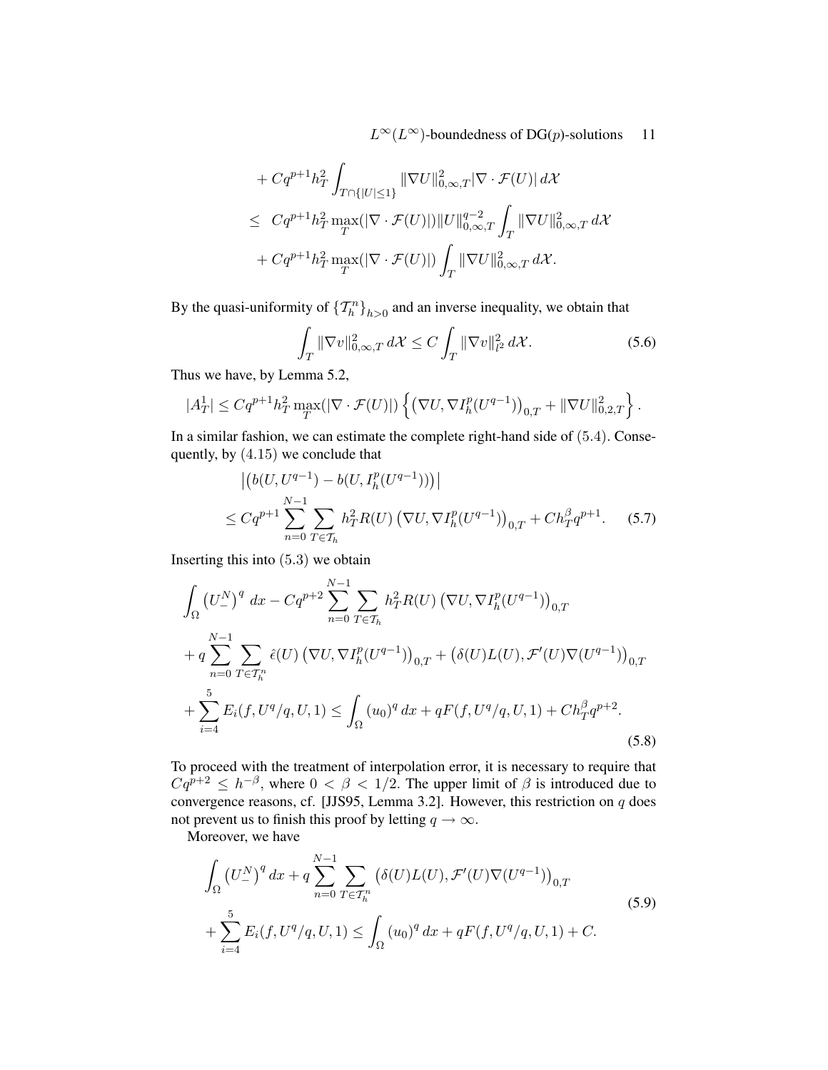$$
\begin{aligned}
&+ Cq^{p+1}h_T^2 \int_{T\cap\{|U|\le 1\}} \|\nabla U\|_{0,\infty,T}^2 |\nabla \cdot \mathcal{F}(U)| \, d\mathcal{X} \\
\le\ & Cq^{p+1}h_T^2 \max_T(|\nabla \cdot \mathcal{F}(U)|) \|U\|_{0,\infty,T}^{q-2} \int_T \|\nabla U\|_{0,\infty,T}^2 \, d\mathcal{X} \\
&+ Cq^{p+1}h_T^2 \max_T(|\nabla \cdot \mathcal{F}(U)|) \int_T \|\nabla U\|_{0,\infty,T}^2 \, d\mathcal{X}.
\end{aligned}
$$

By the quasi-uniformity of $\{\mathcal{T}_h^n\}_{h>0}$ and an inverse inequality, we obtain that

$$
\int_T \|\nabla v\|_{0,\infty,T}^2 \, d\mathcal{X} \le C \int_T \|\nabla v\|_{l^2}^2 \, d\mathcal{X}. \tag{5.6}
$$

Thus we have, by Lemma 5.2,

$$
|A_T^1| \le Cq^{p+1}h_T^2 \max_T(|\nabla \cdot \mathcal{F}(U)|) \left\{ \left(\nabla U, \nabla I_h^p(U^{q-1})\right)_{0,T} + \|\nabla U\|_{0,2,T}^2 \right\}.
$$

In a similar fashion, we can estimate the complete right-hand side of $(5.4)$. Consequently, by $(4.15)$ we conclude that

$$
\begin{aligned}
&\left|\left(b(U, U^{q-1}) - b(U, I_h^p(U^{q-1}))\right)\right| \\
&\le Cq^{p+1} \sum_{n=0}^{N-1} \sum_{T\in\mathcal{T}_h} h_T^2 R(U) \left(\nabla U, \nabla I_h^p(U^{q-1})\right)_{0,T} + Ch_T^\beta q^{p+1}.
\end{aligned} \tag{5.7}
$$

Inserting this into $(5.3)$ we obtain

$$
\begin{aligned}
&\int_\Omega \left(U_-^N\right)^q \, dx - Cq^{p+2} \sum_{n=0}^{N-1} \sum_{T\in\mathcal{T}_h} h_T^2 R(U) \left(\nabla U, \nabla I_h^p(U^{q-1})\right)_{0,T} \\
&+ q \sum_{n=0}^{N-1} \sum_{T\in\mathcal{T}_h^n} \hat{\epsilon}(U) \left(\nabla U, \nabla I_h^p(U^{q-1})\right)_{0,T} + \left(\delta(U)L(U), \mathcal{F}'(U)\nabla(U^{q-1})\right)_{0,T} \\
&+ \sum_{i=4}^{5} E_i(f, U^q/q, U, 1) \le \int_\Omega (u_0)^q \, dx + qF(f, U^q/q, U, 1) + Ch_T^\beta q^{p+2}.
\end{aligned} \tag{5.8}
$$

To proceed with the treatment of interpolation error, it is necessary to require that $Cq^{p+2} \le h^{-\beta}$, where $0 < \beta < 1/2$. The upper limit of $\beta$ is introduced due to convergence reasons, cf. [JJS95, Lemma 3.2]. However, this restriction on $q$ does not prevent us to finish this proof by letting $q \to \infty$.

Moreover, we have

$$
\begin{aligned}
&\int_\Omega \left(U_-^N\right)^q dx + q \sum_{n=0}^{N-1} \sum_{T\in\mathcal{T}_h^n} \left(\delta(U)L(U), \mathcal{F}'(U)\nabla(U^{q-1})\right)_{0,T} \\
&+ \sum_{i=4}^{5} E_i(f, U^q/q, U, 1) \le \int_\Omega (u_0)^q \, dx + qF(f, U^q/q, U, 1) + C.
\end{aligned} \tag{5.9}
$$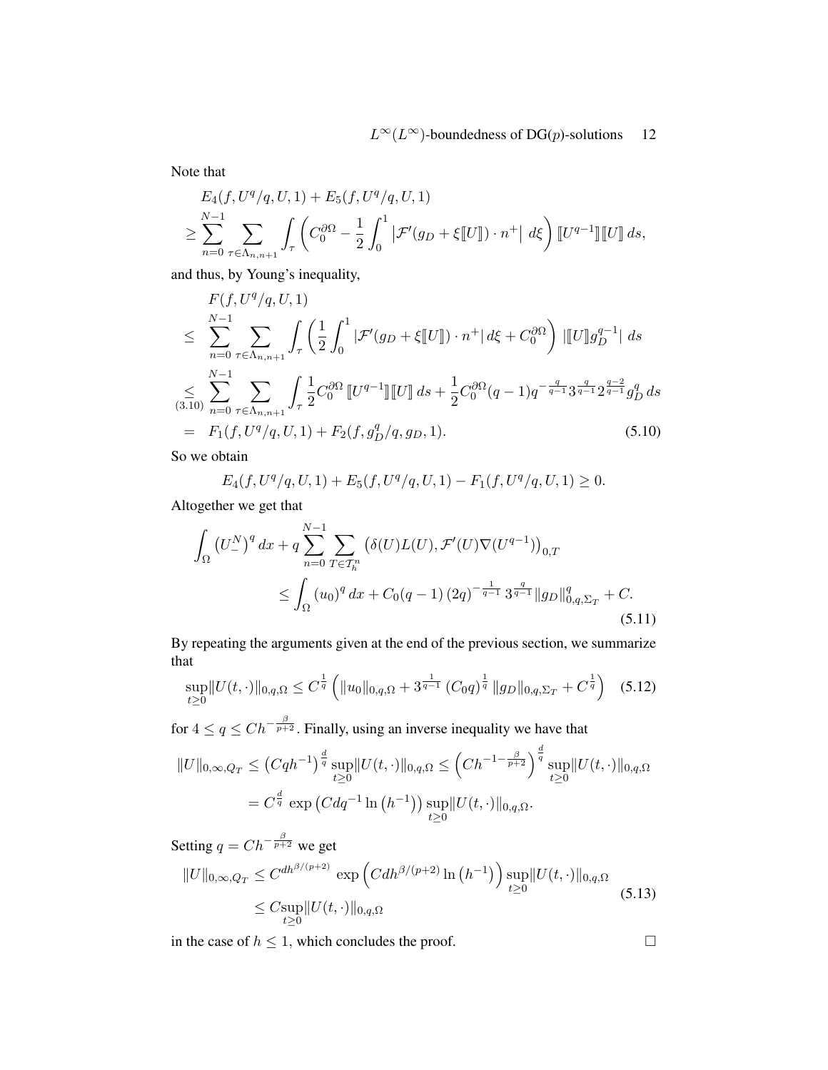Note that

$$
\begin{aligned}
&E_4(f, U^q/q, U, 1) + E_5(f, U^q/q, U, 1) \\
&\geq \sum_{n=0}^{N-1} \sum_{\tau \in \Lambda_{n,n+1}} \int_\tau \left( C_0^{\partial\Omega} - \frac{1}{2} \int_0^1 \left| \mathcal{F}'(g_D + \xi [\![U]\!]) \cdot n^+ \right| \, d\xi \right) [\![U^{q-1}]\!] [\![U]\!] \, ds,
\end{aligned}
$$

and thus, by Young's inequality,

$$
\begin{aligned}
&F(f, U^q/q, U, 1) \\
&\leq \sum_{n=0}^{N-1} \sum_{\tau \in \Lambda_{n,n+1}} \int_\tau \left( \frac{1}{2} \int_0^1 \left| \mathcal{F}'(g_D + \xi [\![U]\!]) \cdot n^+ \right| d\xi + C_0^{\partial\Omega} \right) \left| [\![U]\!] g_D^{q-1} \right| \, ds \\
&\underset{(3.10)}{\leq} \sum_{n=0}^{N-1} \sum_{\tau \in \Lambda_{n,n+1}} \int_\tau \frac{1}{2} C_0^{\partial\Omega} [\![U^{q-1}]\!] [\![U]\!] \, ds + \frac{1}{2} C_0^{\partial\Omega} (q-1) q^{-\frac{q}{q-1}} 3^{\frac{q}{q-1}} 2^{\frac{q-2}{q-1}} g_D^q \, ds \\
&= F_1(f, U^q/q, U, 1) + F_2(f, g_D^q/q, g_D, 1). \qquad (5.10)
\end{aligned}
$$

So we obtain

$$
E_4(f, U^q/q, U, 1) + E_5(f, U^q/q, U, 1) - F_1(f, U^q/q, U, 1) \geq 0.
$$

Altogether we get that

$$
\begin{aligned}
\int_\Omega \left( U_-^N \right)^q dx + q \sum_{n=0}^{N-1} \sum_{T \in \mathcal{T}_h^n} \left( \delta(U) L(U), \mathcal{F}'(U) \nabla (U^{q-1}) \right)_{0,T} \\
\leq \int_\Omega (u_0)^q \, dx + C_0 (q-1) (2q)^{-\frac{1}{q-1}} 3^{\frac{q}{q-1}} \| g_D \|_{0,q,\Sigma_T}^q + C. \qquad (5.11)
\end{aligned}
$$

By repeating the arguments given at the end of the previous section, we summarize that

$$
\sup_{t \geq 0} \| U(t, \cdot) \|_{0,q,\Omega} \leq C^{\frac{1}{q}} \left( \| u_0 \|_{0,q,\Omega} + 3^{\frac{1}{q-1}} (C_0 q)^{\frac{1}{q}} \| g_D \|_{0,q,\Sigma_T} + C^{\frac{1}{q}} \right) \qquad (5.12)
$$

for $4 \leq q \leq C h^{-\frac{\beta}{p+2}}$. Finally, using an inverse inequality we have that

$$
\begin{aligned}
\| U \|_{0,\infty,Q_T} &\leq \left( C q h^{-1} \right)^{\frac{d}{q}} \sup_{t \geq 0} \| U(t, \cdot) \|_{0,q,\Omega} \leq \left( C h^{-1 - \frac{\beta}{p+2}} \right)^{\frac{d}{q}} \sup_{t \geq 0} \| U(t, \cdot) \|_{0,q,\Omega} \\
&= C^{\frac{d}{q}} \exp\left( C d q^{-1} \ln\left( h^{-1} \right) \right) \sup_{t \geq 0} \| U(t, \cdot) \|_{0,q,\Omega}.
\end{aligned}
$$

Setting $q = C h^{-\frac{\beta}{p+2}}$ we get

$$
\begin{aligned}
\| U \|_{0,\infty,Q_T} &\leq C^{d h^{\beta/(p+2)}} \exp\left( C d h^{\beta/(p+2)} \ln\left( h^{-1} \right) \right) \sup_{t \geq 0} \| U(t, \cdot) \|_{0,q,\Omega} \\
&\leq C \sup_{t \geq 0} \| U(t, \cdot) \|_{0,q,\Omega}
\end{aligned} \qquad (5.13)
$$

in the case of $h \leq 1$, which concludes the proof. $\square$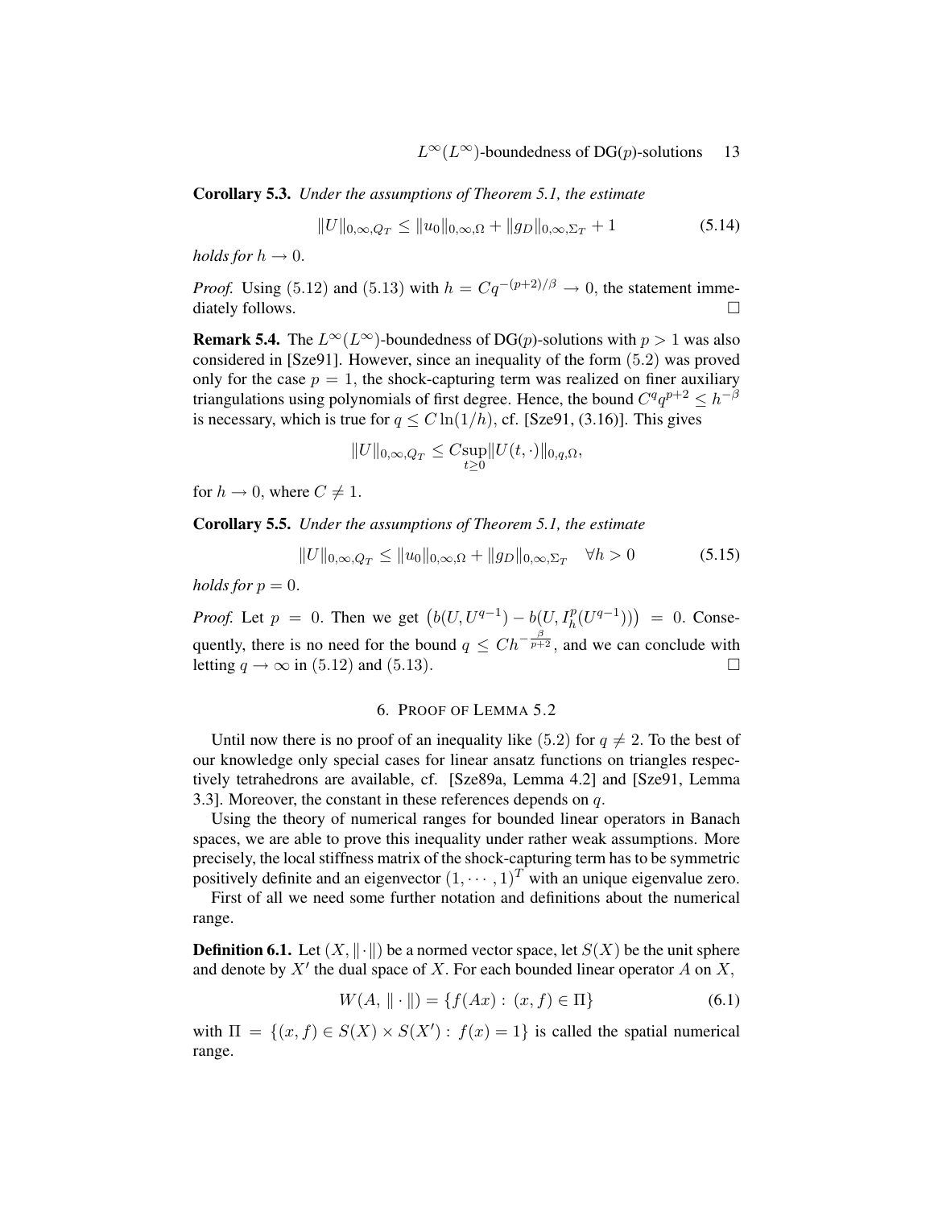**Corollary 5.3.** *Under the assumptions of Theorem 5.1, the estimate*

$$\|U\|_{0,\infty,Q_T} \leq \|u_0\|_{0,\infty,\Omega} + \|g_D\|_{0,\infty,\Sigma_T} + 1 \tag{5.14}$$

*holds for* $h \to 0$.

*Proof.* Using (5.12) and (5.13) with $h = Cq^{-(p+2)/\beta} \to 0$, the statement immediately follows. □

**Remark 5.4.** The $L^\infty(L^\infty)$-boundedness of DG($p$)-solutions with $p > 1$ was also considered in [Sze91]. However, since an inequality of the form (5.2) was proved only for the case $p = 1$, the shock-capturing term was realized on finer auxiliary triangulations using polynomials of first degree. Hence, the bound $C^q q^{p+2} \leq h^{-\beta}$ is necessary, which is true for $q \leq C\ln(1/h)$, cf. [Sze91, (3.16)]. This gives

$$\|U\|_{0,\infty,Q_T} \leq C \sup_{t\geq 0} \|U(t,\cdot)\|_{0,q,\Omega},$$

for $h \to 0$, where $C \neq 1$.

**Corollary 5.5.** *Under the assumptions of Theorem 5.1, the estimate*

$$\|U\|_{0,\infty,Q_T} \leq \|u_0\|_{0,\infty,\Omega} + \|g_D\|_{0,\infty,\Sigma_T} \quad \forall h > 0 \tag{5.15}$$

*holds for* $p = 0$.

*Proof.* Let $p = 0$. Then we get $\left(b(U, U^{q-1}) - b(U, I_h^p(U^{q-1}))\right) = 0$. Consequently, there is no need for the bound $q \leq Ch^{-\frac{\beta}{p+2}}$, and we can conclude with letting $q \to \infty$ in (5.12) and (5.13). □

## 6. Proof of Lemma 5.2

Until now there is no proof of an inequality like (5.2) for $q \neq 2$. To the best of our knowledge only special cases for linear ansatz functions on triangles respectively tetrahedrons are available, cf. [Sze89a, Lemma 4.2] and [Sze91, Lemma 3.3]. Moreover, the constant in these references depends on $q$.

Using the theory of numerical ranges for bounded linear operators in Banach spaces, we are able to prove this inequality under rather weak assumptions. More precisely, the local stiffness matrix of the shock-capturing term has to be symmetric positively definite and an eigenvector $(1, \cdots, 1)^T$ with an unique eigenvalue zero.

First of all we need some further notation and definitions about the numerical range.

**Definition 6.1.** Let $(X, \|\cdot\|)$ be a normed vector space, let $S(X)$ be the unit sphere and denote by $X'$ the dual space of $X$. For each bounded linear operator $A$ on $X$,

$$W(A, \|\cdot\|) = \{f(Ax) : (x, f) \in \Pi\} \tag{6.1}$$

with $\Pi = \{(x, f) \in S(X) \times S(X') : f(x) = 1\}$ is called the spatial numerical range.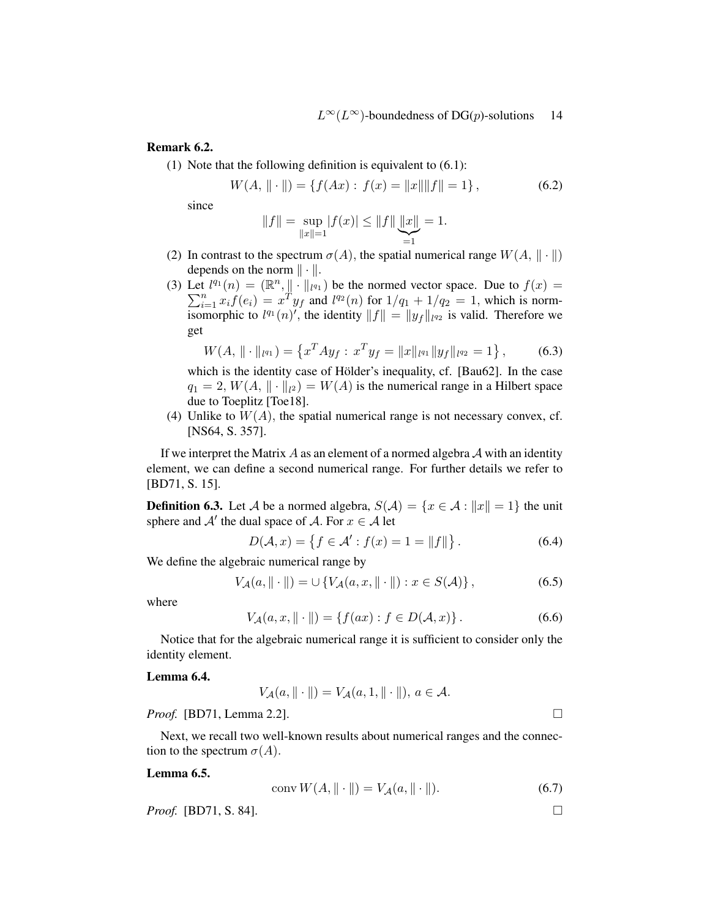**Remark 6.2.**

(1) Note that the following definition is equivalent to (6.1):

$$W(A, \|\cdot\|) = \{f(Ax) : f(x) = \|x\|\|f\| = 1\}, \tag{6.2}$$

since

$$\|f\| = \sup_{\|x\|=1} |f(x)| \leq \|f\| \underbrace{\|x\|}_{=1} = 1.$$

(2) In contrast to the spectrum $\sigma(A)$, the spatial numerical range $W(A, \|\cdot\|)$ depends on the norm $\|\cdot\|$.

(3) Let $l^{q_1}(n) = (\mathbb{R}^n, \|\cdot\|_{l^{q_1}})$ be the normed vector space. Due to $f(x) = \sum_{i=1}^n x_i f(e_i) = x^T y_f$ and $l^{q_2}(n)$ for $1/q_1 + 1/q_2 = 1$, which is norm-isomorphic to $l^{q_1}(n)'$, the identity $\|f\| = \|y_f\|_{l^{q_2}}$ is valid. Therefore we get

$$W(A, \|\cdot\|_{l^{q_1}}) = \left\{x^T A y_f : x^T y_f = \|x\|_{l^{q_1}} \|y_f\|_{l^{q_2}} = 1\right\}, \tag{6.3}$$

which is the identity case of Hölder's inequality, cf. [Bau62]. In the case $q_1 = 2$, $W(A, \|\cdot\|_{l^2}) = W(A)$ is the numerical range in a Hilbert space due to Toeplitz [Toe18].

(4) Unlike to $W(A)$, the spatial numerical range is not necessary convex, cf. [NS64, S. 357].

If we interpret the Matrix $A$ as an element of a normed algebra $\mathcal{A}$ with an identity element, we can define a second numerical range. For further details we refer to [BD71, S. 15].

**Definition 6.3.** Let $\mathcal{A}$ be a normed algebra, $S(\mathcal{A}) = \{x \in \mathcal{A} : \|x\| = 1\}$ the unit sphere and $\mathcal{A}'$ the dual space of $\mathcal{A}$. For $x \in \mathcal{A}$ let

$$D(\mathcal{A}, x) = \left\{f \in \mathcal{A}' : f(x) = 1 = \|f\|\right\}. \tag{6.4}$$

We define the algebraic numerical range by

$$V_{\mathcal{A}}(a, \|\cdot\|) = \cup \left\{V_{\mathcal{A}}(a, x, \|\cdot\|) : x \in S(\mathcal{A})\right\}, \tag{6.5}$$

where

$$V_{\mathcal{A}}(a, x, \|\cdot\|) = \left\{f(ax) : f \in D(\mathcal{A}, x)\right\}. \tag{6.6}$$

Notice that for the algebraic numerical range it is sufficient to consider only the identity element.

**Lemma 6.4.**

$$V_{\mathcal{A}}(a, \|\cdot\|) = V_{\mathcal{A}}(a, 1, \|\cdot\|),\ a \in \mathcal{A}.$$

*Proof.* [BD71, Lemma 2.2]. □

Next, we recall two well-known results about numerical ranges and the connection to the spectrum $\sigma(A)$.

**Lemma 6.5.**

$$\operatorname{conv} W(A, \|\cdot\|) = V_{\mathcal{A}}(a, \|\cdot\|). \tag{6.7}$$

*Proof.* [BD71, S. 84]. □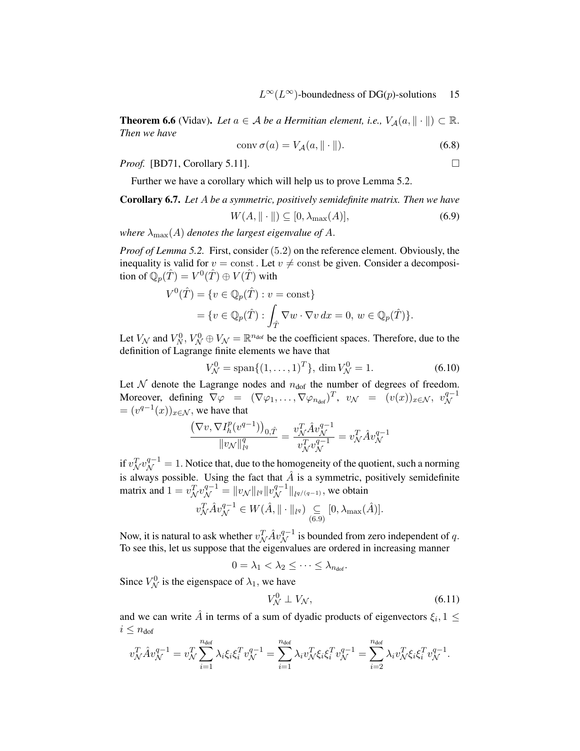**Theorem 6.6** (Vidav). *Let $a \in \mathcal{A}$ be a Hermitian element, i.e., $V_{\mathcal{A}}(a, \|\cdot\|) \subset \mathbb{R}$. Then we have*

$$\operatorname{conv} \sigma(a) = V_{\mathcal{A}}(a, \|\cdot\|). \tag{6.8}$$

*Proof.* [BD71, Corollary 5.11]. $\square$

Further we have a corollary which will help us to prove Lemma 5.2.

**Corollary 6.7.** *Let $A$ be a symmetric, positively semidefinite matrix. Then we have*

$$W(A, \|\cdot\|) \subseteq [0, \lambda_{\max}(A)], \tag{6.9}$$

*where $\lambda_{\max}(A)$ denotes the largest eigenvalue of $A$.*

*Proof of Lemma 5.2.* First, consider $(5.2)$ on the reference element. Obviously, the inequality is valid for $v = \text{const}$. Let $v \neq \text{const}$ be given. Consider a decomposition of $\mathbb{Q}_p(\hat{T}) = V^0(\hat{T}) \oplus V(\hat{T})$ with

$$\begin{aligned} V^0(\hat{T}) &= \{v \in \mathbb{Q}_p(\hat{T}) : v = \text{const}\} \\ &= \{v \in \mathbb{Q}_p(\hat{T}) : \int_{\hat{T}} \nabla w \cdot \nabla v \, dx = 0, \ w \in \mathbb{Q}_p(\hat{T})\}. \end{aligned}$$

Let $V_{\mathcal{N}}$ and $V_N^0$, $V_{\mathcal{N}}^0 \oplus V_{\mathcal{N}} = \mathbb{R}^{n_{\text{dof}}}$ be the coefficient spaces. Therefore, due to the definition of Lagrange finite elements we have that

$$V_{\mathcal{N}}^0 = \operatorname{span}\{(1, \ldots, 1)^T\}, \ \dim V_{\mathcal{N}}^0 = 1. \tag{6.10}$$

Let $\mathcal{N}$ denote the Lagrange nodes and $n_{\text{dof}}$ the number of degrees of freedom. Moreover, defining $\nabla \varphi = (\nabla \varphi_1, \ldots, \nabla \varphi_{n_{\text{dof}}})^T$, $v_{\mathcal{N}} = (v(x))_{x \in \mathcal{N}}$, $v_{\mathcal{N}}^{q-1} = (v^{q-1}(x))_{x \in \mathcal{N}}$, we have that

$$\frac{\left(\nabla v, \nabla I_h^p(v^{q-1})\right)_{0,\hat{T}}}{\|v_{\mathcal{N}}\|_{l^q}^q} = \frac{v_{\mathcal{N}}^T \hat{A} v_{\mathcal{N}}^{q-1}}{v_{\mathcal{N}}^T v_{\mathcal{N}}^{q-1}} = v_{\mathcal{N}}^T \hat{A} v_{\mathcal{N}}^{q-1}$$

if $v_{\mathcal{N}}^T v_{\mathcal{N}}^{q-1} = 1$. Notice that, due to the homogeneity of the quotient, such a norming is always possible. Using the fact that $\hat{A}$ is a symmetric, positively semidefinite matrix and $1 = v_{\mathcal{N}}^T v_{\mathcal{N}}^{q-1} = \|v_{\mathcal{N}}\|_{l^q} \|v_{\mathcal{N}}^{q-1}\|_{l^{q/(q-1)}}$, we obtain

$$v_{\mathcal{N}}^T \hat{A} v_{\mathcal{N}}^{q-1} \in W(\hat{A}, \|\cdot\|_{l^q}) \underset{(6.9)}{\subseteq} [0, \lambda_{\max}(\hat{A})].$$

Now, it is natural to ask whether $v_{\mathcal{N}}^T \hat{A} v_{\mathcal{N}}^{q-1}$ is bounded from zero independent of $q$. To see this, let us suppose that the eigenvalues are ordered in increasing manner

$$0 = \lambda_1 < \lambda_2 \leq \cdots \leq \lambda_{n_{\text{dof}}}.$$

Since $V_{\mathcal{N}}^0$ is the eigenspace of $\lambda_1$, we have

$$V_{\mathcal{N}}^0 \perp V_{\mathcal{N}}, \tag{6.11}$$

and we can write $\hat{A}$ in terms of a sum of dyadic products of eigenvectors $\xi_i, 1 \leq i \leq n_{\text{dof}}$

$$v_{\mathcal{N}}^T \hat{A} v_{\mathcal{N}}^{q-1} = v_{\mathcal{N}}^T \sum_{i=1}^{n_{\text{dof}}} \lambda_i \xi_i \xi_i^T v_{\mathcal{N}}^{q-1} = \sum_{i=1}^{n_{\text{dof}}} \lambda_i v_{\mathcal{N}}^T \xi_i \xi_i^T v_{\mathcal{N}}^{q-1} = \sum_{i=2}^{n_{\text{dof}}} \lambda_i v_{\mathcal{N}}^T \xi_i \xi_i^T v_{\mathcal{N}}^{q-1}.$$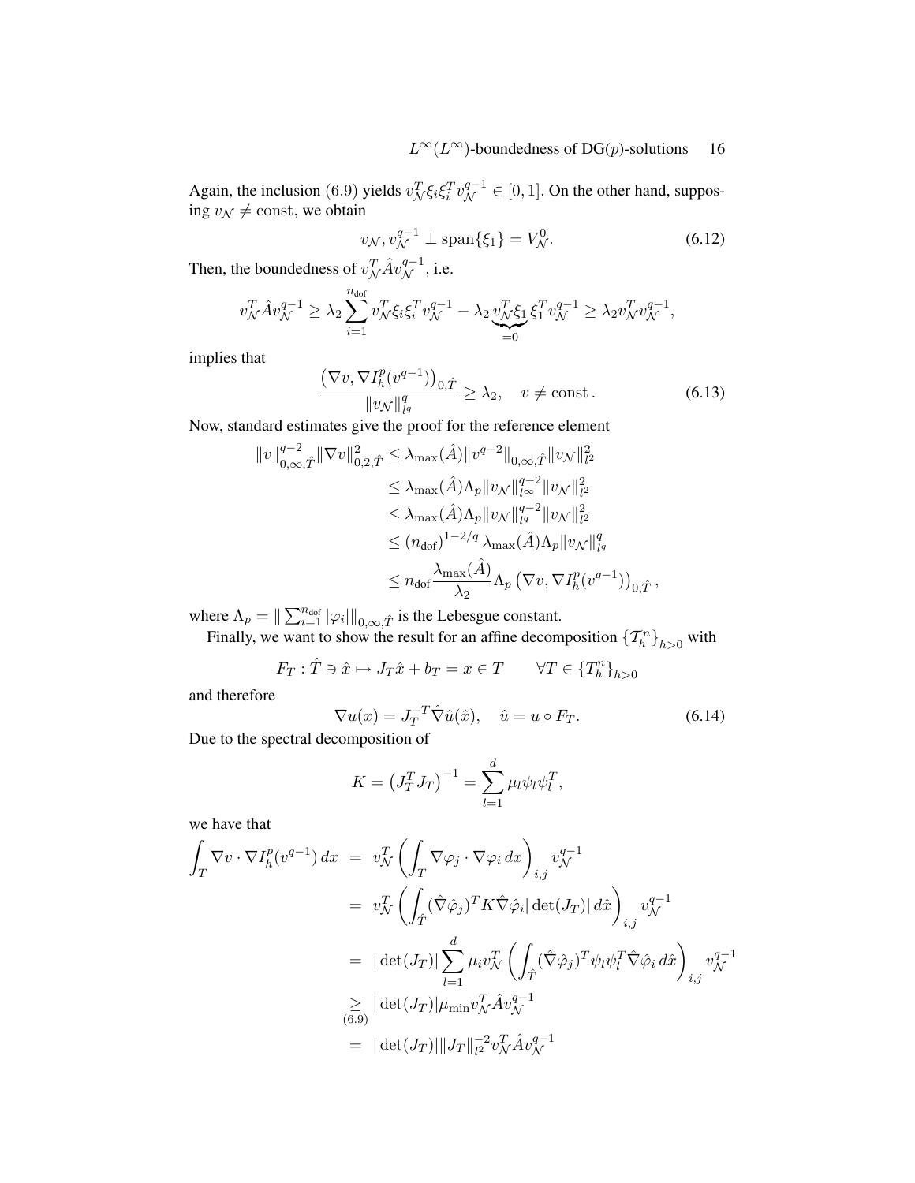Again, the inclusion (6.9) yields $v_{\mathcal{N}}^T \xi_i \xi_i^T v_{\mathcal{N}}^{q-1} \in [0,1]$. On the other hand, supposing $v_{\mathcal{N}} \neq \text{const}$, we obtain

$$v_{\mathcal{N}}, v_{\mathcal{N}}^{q-1} \perp \operatorname{span}\{\xi_1\} = V_{\mathcal{N}}^0. \tag{6.12}$$

Then, the boundedness of $v_{\mathcal{N}}^T \hat{A} v_{\mathcal{N}}^{q-1}$, i.e.

$$v_{\mathcal{N}}^T \hat{A} v_{\mathcal{N}}^{q-1} \geq \lambda_2 \sum_{i=1}^{n_{\text{dof}}} v_{\mathcal{N}}^T \xi_i \xi_i^T v_{\mathcal{N}}^{q-1} - \lambda_2 \underbrace{v_{\mathcal{N}}^T \xi_1}_{=0} \xi_1^T v_{\mathcal{N}}^{q-1} \geq \lambda_2 v_{\mathcal{N}}^T v_{\mathcal{N}}^{q-1},$$

implies that

$$\frac{\left(\nabla v, \nabla I_h^p(v^{q-1})\right)_{0,\hat{T}}}{\|v_{\mathcal{N}}\|_{l^q}^q} \geq \lambda_2, \quad v \neq \text{const}. \tag{6.13}$$

Now, standard estimates give the proof for the reference element

$$\begin{aligned}
\|v\|_{0,\infty,\hat{T}}^{q-2} \|\nabla v\|_{0,2,\hat{T}}^2 &\leq \lambda_{\max}(\hat{A}) \|v^{q-2}\|_{0,\infty,\hat{T}} \|v_{\mathcal{N}}\|_{l^2}^2 \\
&\leq \lambda_{\max}(\hat{A}) \Lambda_p \|v_{\mathcal{N}}\|_{l^\infty}^{q-2} \|v_{\mathcal{N}}\|_{l^2}^2 \\
&\leq \lambda_{\max}(\hat{A}) \Lambda_p \|v_{\mathcal{N}}\|_{l^q}^{q-2} \|v_{\mathcal{N}}\|_{l^2}^2 \\
&\leq (n_{\text{dof}})^{1-2/q} \, \lambda_{\max}(\hat{A}) \Lambda_p \|v_{\mathcal{N}}\|_{l^q}^q \\
&\leq n_{\text{dof}} \frac{\lambda_{\max}(\hat{A})}{\lambda_2} \Lambda_p \left(\nabla v, \nabla I_h^p(v^{q-1})\right)_{0,\hat{T}},
\end{aligned}$$

where $\Lambda_p = \| \sum_{i=1}^{n_{\text{dof}}} |\varphi_i| \|_{0,\infty,\hat{T}}$ is the Lebesgue constant.

Finally, we want to show the result for an affine decomposition $\{\mathcal{T}_h^n\}_{h>0}$ with

$$F_T : \hat{T} \ni \hat{x} \mapsto J_T \hat{x} + b_T = x \in T \qquad \forall T \in \{T_h^n\}_{h>0}$$

and therefore

$$\nabla u(x) = J_T^{-T} \hat{\nabla} \hat{u}(\hat{x}), \quad \hat{u} = u \circ F_T. \tag{6.14}$$

Due to the spectral decomposition of

$$K = \left(J_T^T J_T\right)^{-1} = \sum_{l=1}^d \mu_l \psi_l \psi_l^T,$$

we have that

$$\begin{aligned}
\int_T \nabla v \cdot \nabla I_h^p(v^{q-1}) \, dx &= v_{\mathcal{N}}^T \left( \int_T \nabla \varphi_j \cdot \nabla \varphi_i \, dx \right)_{i,j} v_{\mathcal{N}}^{q-1} \\
&= v_{\mathcal{N}}^T \left( \int_{\hat{T}} (\hat{\nabla} \hat{\varphi}_j)^T K \hat{\nabla} \hat{\varphi}_i |\det(J_T)| \, d\hat{x} \right)_{i,j} v_{\mathcal{N}}^{q-1} \\
&= |\det(J_T)| \sum_{l=1}^d \mu_i v_{\mathcal{N}}^T \left( \int_{\hat{T}} (\hat{\nabla} \hat{\varphi}_j)^T \psi_l \psi_l^T \hat{\nabla} \hat{\varphi}_i \, d\hat{x} \right)_{i,j} v_{\mathcal{N}}^{q-1} \\
&\underset{(6.9)}{\geq} |\det(J_T)| \mu_{\min} v_{\mathcal{N}}^T \hat{A} v_{\mathcal{N}}^{q-1} \\
&= |\det(J_T)| \|J_T\|_{l^2}^{-2} v_{\mathcal{N}}^T \hat{A} v_{\mathcal{N}}^{q-1}
\end{aligned}$$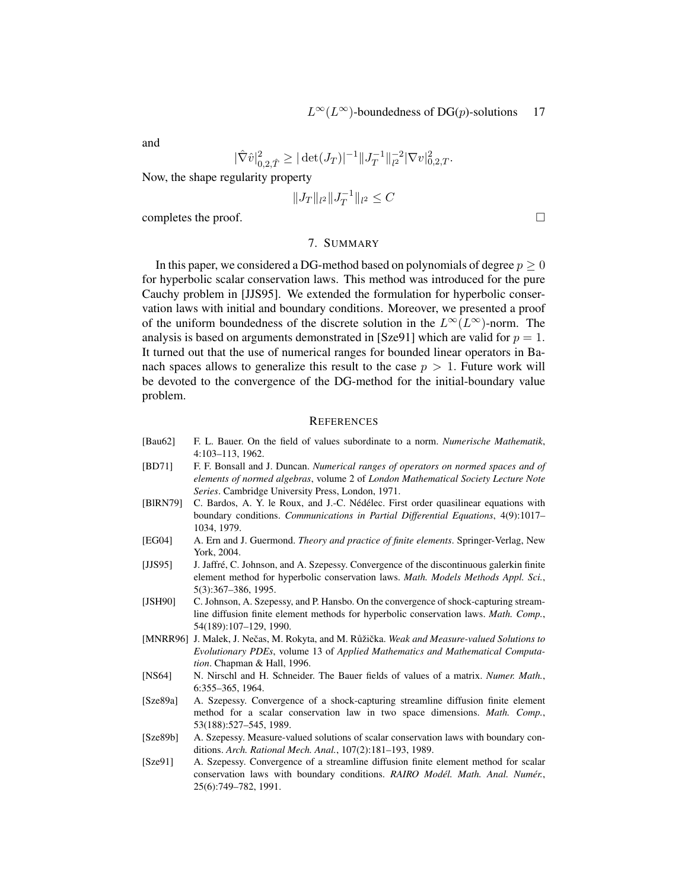and

$$|\hat{\nabla}\hat{v}|_{0,2,\hat{T}}^2 \geq |\det(J_T)|^{-1} \|J_T^{-1}\|_{l^2}^{-2} |\nabla v|_{0,2,T}^2.$$

Now, the shape regularity property

$$\|J_T\|_{l^2} \|J_T^{-1}\|_{l^2} \leq C$$

completes the proof. □

## 7. Summary

In this paper, we considered a DG-method based on polynomials of degree $p \geq 0$ for hyperbolic scalar conservation laws. This method was introduced for the pure Cauchy problem in [JJS95]. We extended the formulation for hyperbolic conservation laws with initial and boundary conditions. Moreover, we presented a proof of the uniform boundedness of the discrete solution in the $L^\infty(L^\infty)$-norm. The analysis is based on arguments demonstrated in [Sze91] which are valid for $p = 1$. It turned out that the use of numerical ranges for bounded linear operators in Banach spaces allows to generalize this result to the case $p > 1$. Future work will be devoted to the convergence of the DG-method for the initial-boundary value problem.

## References

[Bau62] F. L. Bauer. On the field of values subordinate to a norm. *Numerische Mathematik*, 4:103–113, 1962.

[BD71] F. F. Bonsall and J. Duncan. *Numerical ranges of operators on normed spaces and of elements of normed algebras*, volume 2 of *London Mathematical Society Lecture Note Series*. Cambridge University Press, London, 1971.

[BlRN79] C. Bardos, A. Y. le Roux, and J.-C. Nédélec. First order quasilinear equations with boundary conditions. *Communications in Partial Differential Equations*, 4(9):1017–1034, 1979.

[EG04] A. Ern and J. Guermond. *Theory and practice of finite elements*. Springer-Verlag, New York, 2004.

[JJS95] J. Jaffré, C. Johnson, and A. Szepessy. Convergence of the discontinuous galerkin finite element method for hyperbolic conservation laws. *Math. Models Methods Appl. Sci.*, 5(3):367–386, 1995.

[JSH90] C. Johnson, A. Szepessy, and P. Hansbo. On the convergence of shock-capturing streamline diffusion finite element methods for hyperbolic conservation laws. *Math. Comp.*, 54(189):107–129, 1990.

[MNRR96] J. Malek, J. Nečas, M. Rokyta, and M. Růžička. *Weak and Measure-valued Solutions to Evolutionary PDEs*, volume 13 of *Applied Mathematics and Mathematical Computation*. Chapman & Hall, 1996.

[NS64] N. Nirschl and H. Schneider. The Bauer fields of values of a matrix. *Numer. Math.*, 6:355–365, 1964.

[Sze89a] A. Szepessy. Convergence of a shock-capturing streamline diffusion finite element method for a scalar conservation law in two space dimensions. *Math. Comp.*, 53(188):527–545, 1989.

[Sze89b] A. Szepessy. Measure-valued solutions of scalar conservation laws with boundary conditions. *Arch. Rational Mech. Anal.*, 107(2):181–193, 1989.

[Sze91] A. Szepessy. Convergence of a streamline diffusion finite element method for scalar conservation laws with boundary conditions. *RAIRO Modél. Math. Anal. Numér.*, 25(6):749–782, 1991.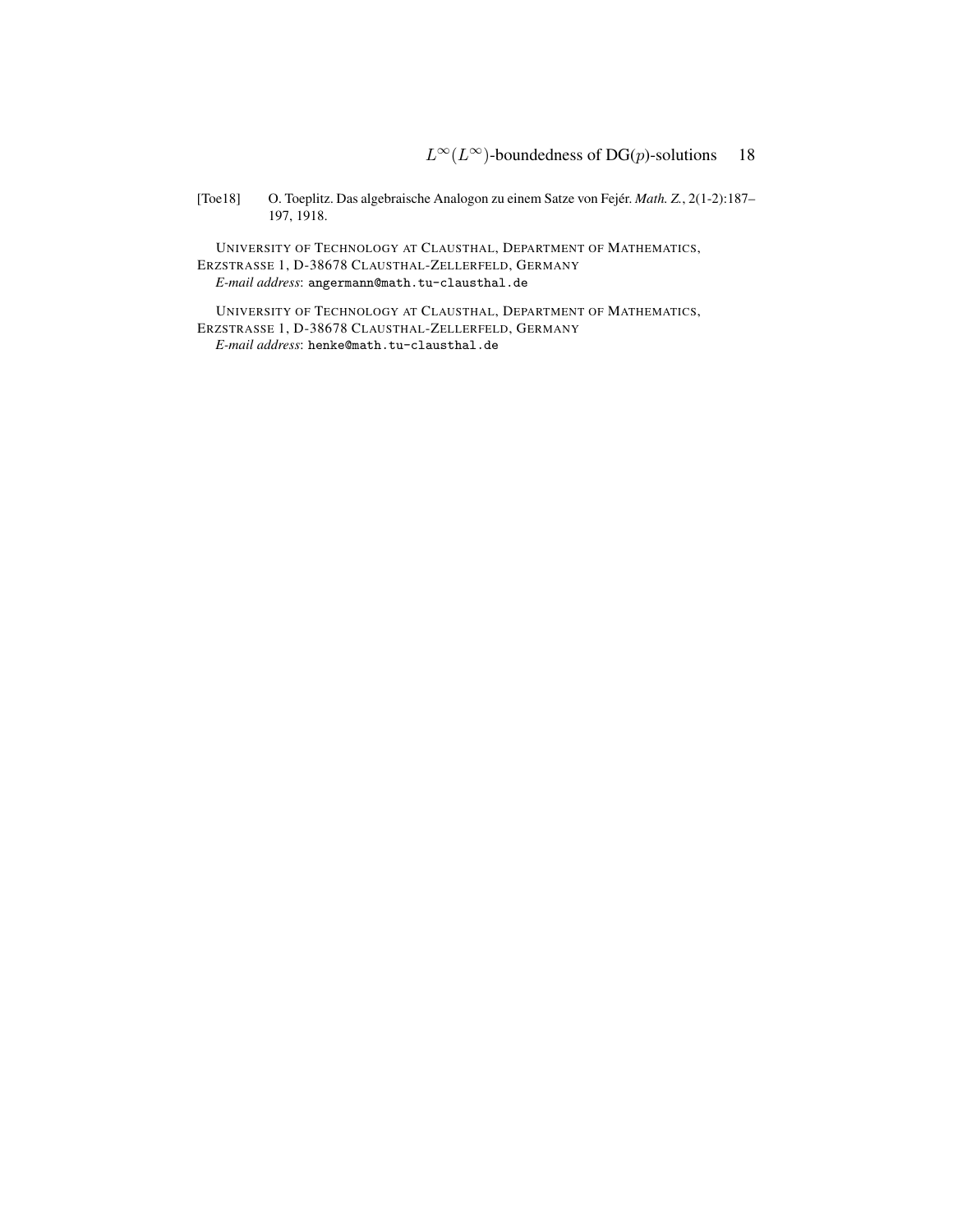[Toe18] O. Toeplitz. Das algebraische Analogon zu einem Satze von Fejér. *Math. Z.*, 2(1-2):187–197, 1918.

UNIVERSITY OF TECHNOLOGY AT CLAUSTHAL, DEPARTMENT OF MATHEMATICS, ERZSTRASSE 1, D-38678 CLAUSTHAL-ZELLERFELD, GERMANY
*E-mail address*: `angermann@math.tu-clausthal.de`

UNIVERSITY OF TECHNOLOGY AT CLAUSTHAL, DEPARTMENT OF MATHEMATICS, ERZSTRASSE 1, D-38678 CLAUSTHAL-ZELLERFELD, GERMANY
*E-mail address*: `henke@math.tu-clausthal.de`